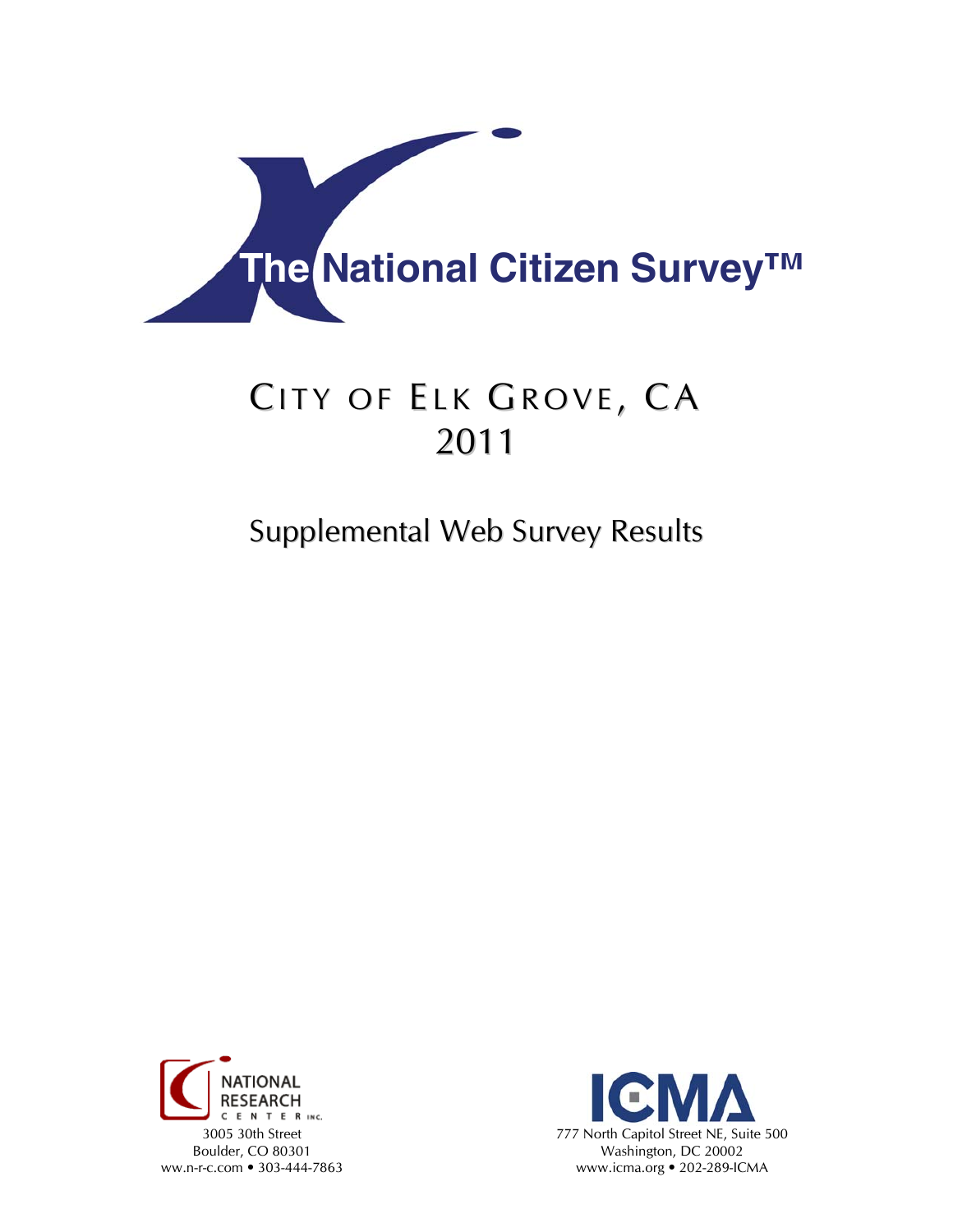# The National Citizen Survey™

# CITY OF ELK GROVE, CA
# 2011

## Supplemental Web Survey Results

NATIONAL RESEARCH CENTER INC.
3005 30th Street
Boulder, CO 80301
ww.n-r-c.com • 303-444-7863

ICMA
777 North Capitol Street NE, Suite 500
Washington, DC 20002
www.icma.org • 202-289-ICMA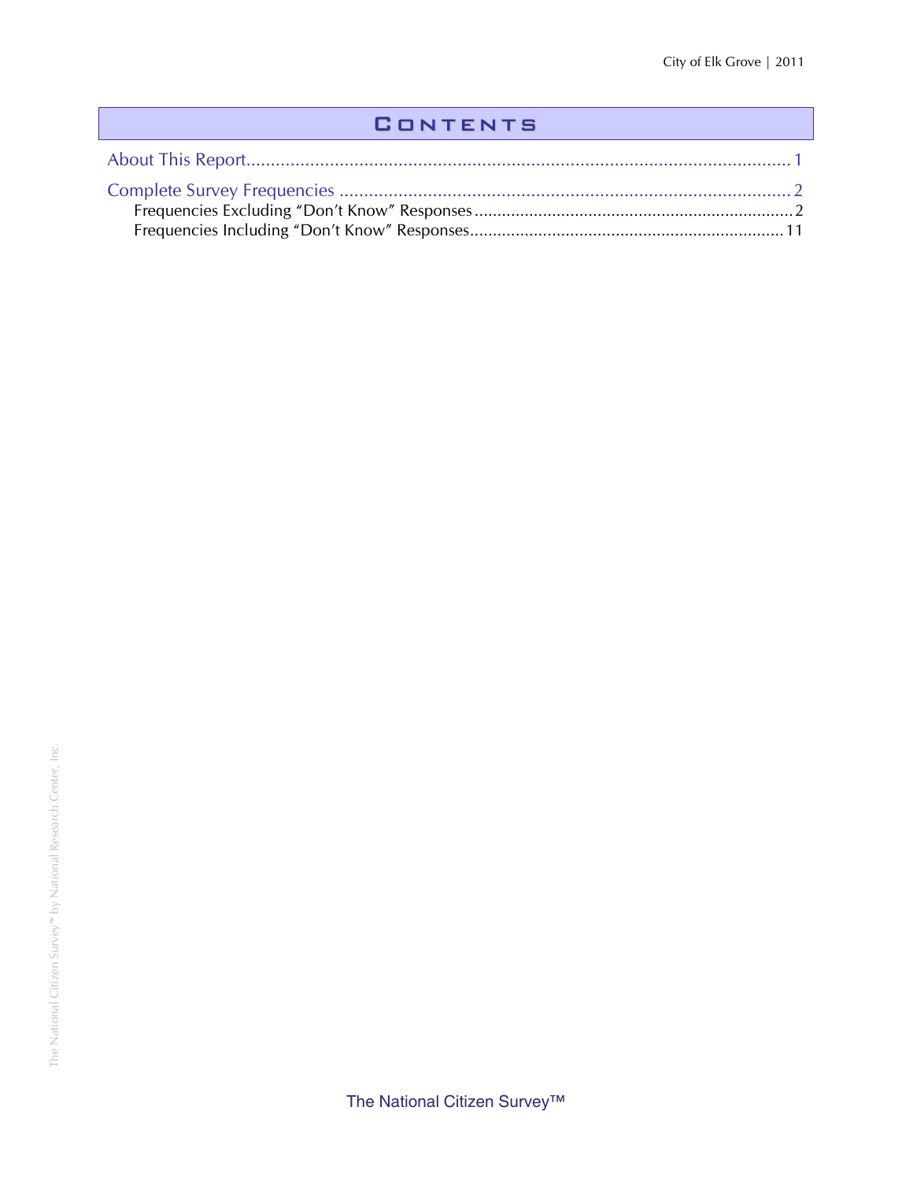# Contents

About This Report ........................................................................................................... 1

Complete Survey Frequencies ........................................................................................ 2

- Frequencies Excluding "Don't Know" Responses ...................................................... 2
- Frequencies Including "Don't Know" Responses ....................................................... 11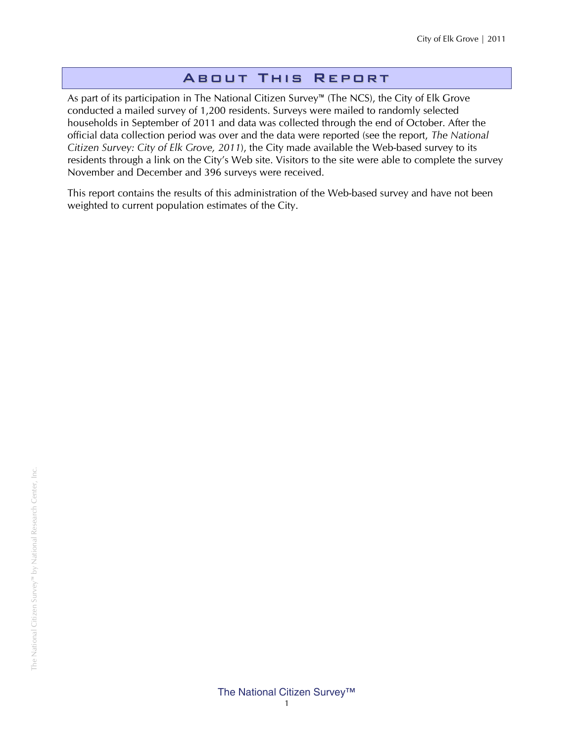# About This Report

As part of its participation in The National Citizen Survey™ (The NCS), the City of Elk Grove conducted a mailed survey of 1,200 residents. Surveys were mailed to randomly selected households in September of 2011 and data was collected through the end of October. After the official data collection period was over and the data were reported (see the report, *The National Citizen Survey: City of Elk Grove, 2011*), the City made available the Web-based survey to its residents through a link on the City's Web site. Visitors to the site were able to complete the survey November and December and 396 surveys were received.

This report contains the results of this administration of the Web-based survey and have not been weighted to current population estimates of the City.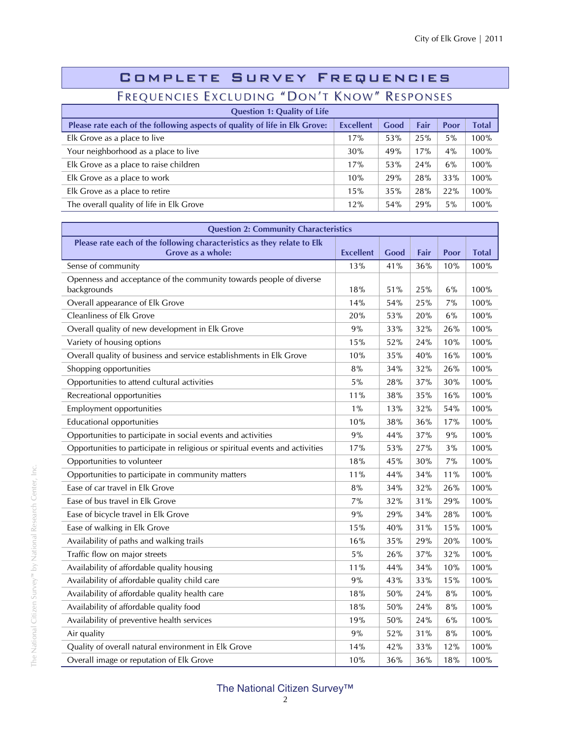# Complete Survey Frequencies

## Frequencies Excluding "Don't Know" Responses

| Question 1: Quality of Life | | | | | |
|---|---|---|---|---|---|
| Please rate each of the following aspects of quality of life in Elk Grove: | Excellent | Good | Fair | Poor | Total |
| Elk Grove as a place to live | 17% | 53% | 25% | 5% | 100% |
| Your neighborhood as a place to live | 30% | 49% | 17% | 4% | 100% |
| Elk Grove as a place to raise children | 17% | 53% | 24% | 6% | 100% |
| Elk Grove as a place to work | 10% | 29% | 28% | 33% | 100% |
| Elk Grove as a place to retire | 15% | 35% | 28% | 22% | 100% |
| The overall quality of life in Elk Grove | 12% | 54% | 29% | 5% | 100% |

| Question 2: Community Characteristics | | | | | |
|---|---|---|---|---|---|
| Please rate each of the following characteristics as they relate to Elk Grove as a whole: | Excellent | Good | Fair | Poor | Total |
| Sense of community | 13% | 41% | 36% | 10% | 100% |
| Openness and acceptance of the community towards people of diverse backgrounds | 18% | 51% | 25% | 6% | 100% |
| Overall appearance of Elk Grove | 14% | 54% | 25% | 7% | 100% |
| Cleanliness of Elk Grove | 20% | 53% | 20% | 6% | 100% |
| Overall quality of new development in Elk Grove | 9% | 33% | 32% | 26% | 100% |
| Variety of housing options | 15% | 52% | 24% | 10% | 100% |
| Overall quality of business and service establishments in Elk Grove | 10% | 35% | 40% | 16% | 100% |
| Shopping opportunities | 8% | 34% | 32% | 26% | 100% |
| Opportunities to attend cultural activities | 5% | 28% | 37% | 30% | 100% |
| Recreational opportunities | 11% | 38% | 35% | 16% | 100% |
| Employment opportunities | 1% | 13% | 32% | 54% | 100% |
| Educational opportunities | 10% | 38% | 36% | 17% | 100% |
| Opportunities to participate in social events and activities | 9% | 44% | 37% | 9% | 100% |
| Opportunities to participate in religious or spiritual events and activities | 17% | 53% | 27% | 3% | 100% |
| Opportunities to volunteer | 18% | 45% | 30% | 7% | 100% |
| Opportunities to participate in community matters | 11% | 44% | 34% | 11% | 100% |
| Ease of car travel in Elk Grove | 8% | 34% | 32% | 26% | 100% |
| Ease of bus travel in Elk Grove | 7% | 32% | 31% | 29% | 100% |
| Ease of bicycle travel in Elk Grove | 9% | 29% | 34% | 28% | 100% |
| Ease of walking in Elk Grove | 15% | 40% | 31% | 15% | 100% |
| Availability of paths and walking trails | 16% | 35% | 29% | 20% | 100% |
| Traffic flow on major streets | 5% | 26% | 37% | 32% | 100% |
| Availability of affordable quality housing | 11% | 44% | 34% | 10% | 100% |
| Availability of affordable quality child care | 9% | 43% | 33% | 15% | 100% |
| Availability of affordable quality health care | 18% | 50% | 24% | 8% | 100% |
| Availability of affordable quality food | 18% | 50% | 24% | 8% | 100% |
| Availability of preventive health services | 19% | 50% | 24% | 6% | 100% |
| Air quality | 9% | 52% | 31% | 8% | 100% |
| Quality of overall natural environment in Elk Grove | 14% | 42% | 33% | 12% | 100% |
| Overall image or reputation of Elk Grove | 10% | 36% | 36% | 18% | 100% |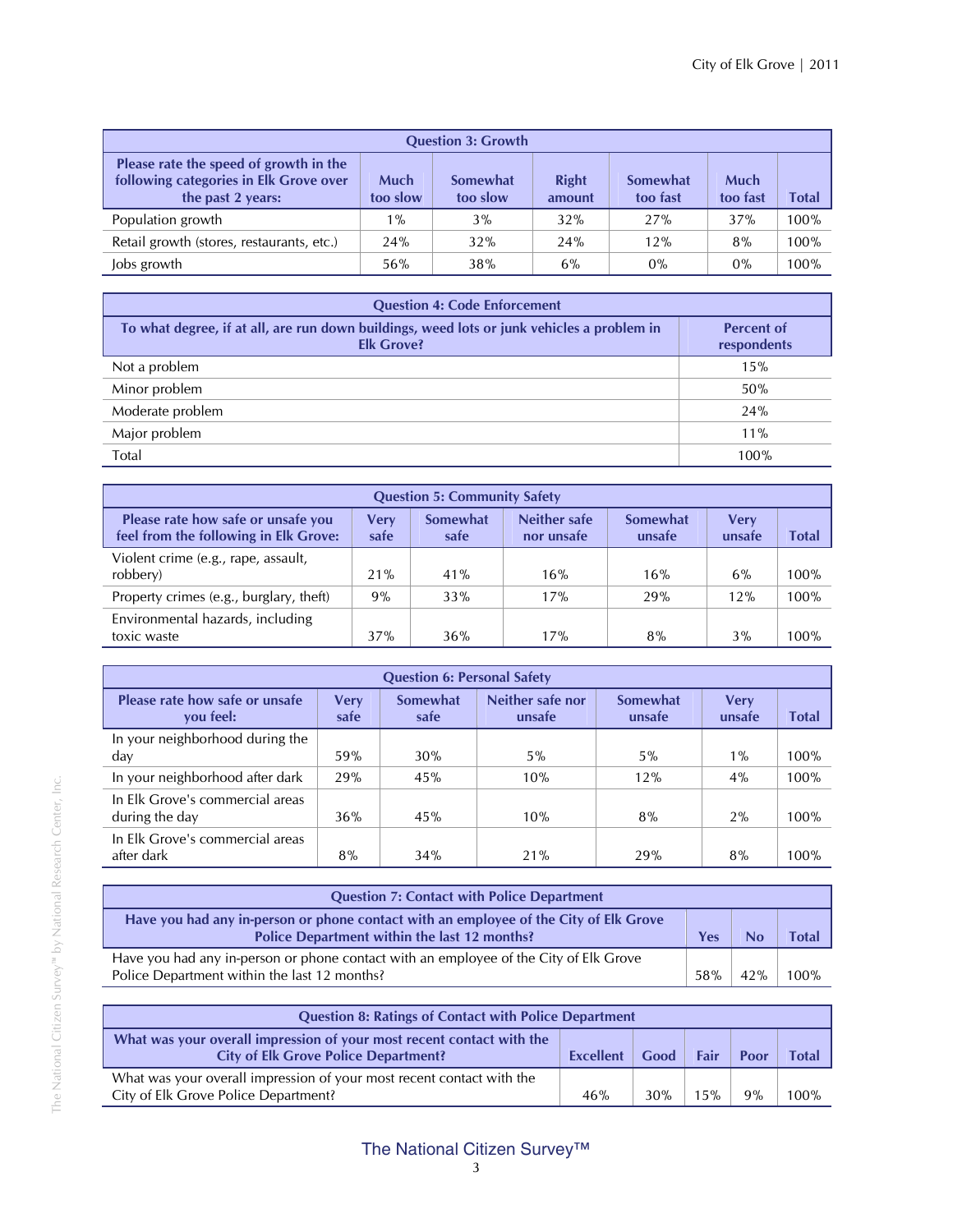| Question 3: Growth | | | | | | |
|---|---|---|---|---|---|---|
| Please rate the speed of growth in the following categories in Elk Grove over the past 2 years: | Much too slow | Somewhat too slow | Right amount | Somewhat too fast | Much too fast | Total |
| Population growth | 1% | 3% | 32% | 27% | 37% | 100% |
| Retail growth (stores, restaurants, etc.) | 24% | 32% | 24% | 12% | 8% | 100% |
| Jobs growth | 56% | 38% | 6% | 0% | 0% | 100% |

| Question 4: Code Enforcement | |
|---|---|
| To what degree, if at all, are run down buildings, weed lots or junk vehicles a problem in Elk Grove? | Percent of respondents |
| Not a problem | 15% |
| Minor problem | 50% |
| Moderate problem | 24% |
| Major problem | 11% |
| Total | 100% |

| Question 5: Community Safety | | | | | | |
|---|---|---|---|---|---|---|
| Please rate how safe or unsafe you feel from the following in Elk Grove: | Very safe | Somewhat safe | Neither safe nor unsafe | Somewhat unsafe | Very unsafe | Total |
| Violent crime (e.g., rape, assault, robbery) | 21% | 41% | 16% | 16% | 6% | 100% |
| Property crimes (e.g., burglary, theft) | 9% | 33% | 17% | 29% | 12% | 100% |
| Environmental hazards, including toxic waste | 37% | 36% | 17% | 8% | 3% | 100% |

| Question 6: Personal Safety | | | | | | |
|---|---|---|---|---|---|---|
| Please rate how safe or unsafe you feel: | Very safe | Somewhat safe | Neither safe nor unsafe | Somewhat unsafe | Very unsafe | Total |
| In your neighborhood during the day | 59% | 30% | 5% | 5% | 1% | 100% |
| In your neighborhood after dark | 29% | 45% | 10% | 12% | 4% | 100% |
| In Elk Grove's commercial areas during the day | 36% | 45% | 10% | 8% | 2% | 100% |
| In Elk Grove's commercial areas after dark | 8% | 34% | 21% | 29% | 8% | 100% |

| Question 7: Contact with Police Department | | | |
|---|---|---|---|
| Have you had any in-person or phone contact with an employee of the City of Elk Grove Police Department within the last 12 months? | Yes | No | Total |
| Have you had any in-person or phone contact with an employee of the City of Elk Grove Police Department within the last 12 months? | 58% | 42% | 100% |

| Question 8: Ratings of Contact with Police Department | | | | | |
|---|---|---|---|---|---|
| What was your overall impression of your most recent contact with the City of Elk Grove Police Department? | Excellent | Good | Fair | Poor | Total |
| What was your overall impression of your most recent contact with the City of Elk Grove Police Department? | 46% | 30% | 15% | 9% | 100% |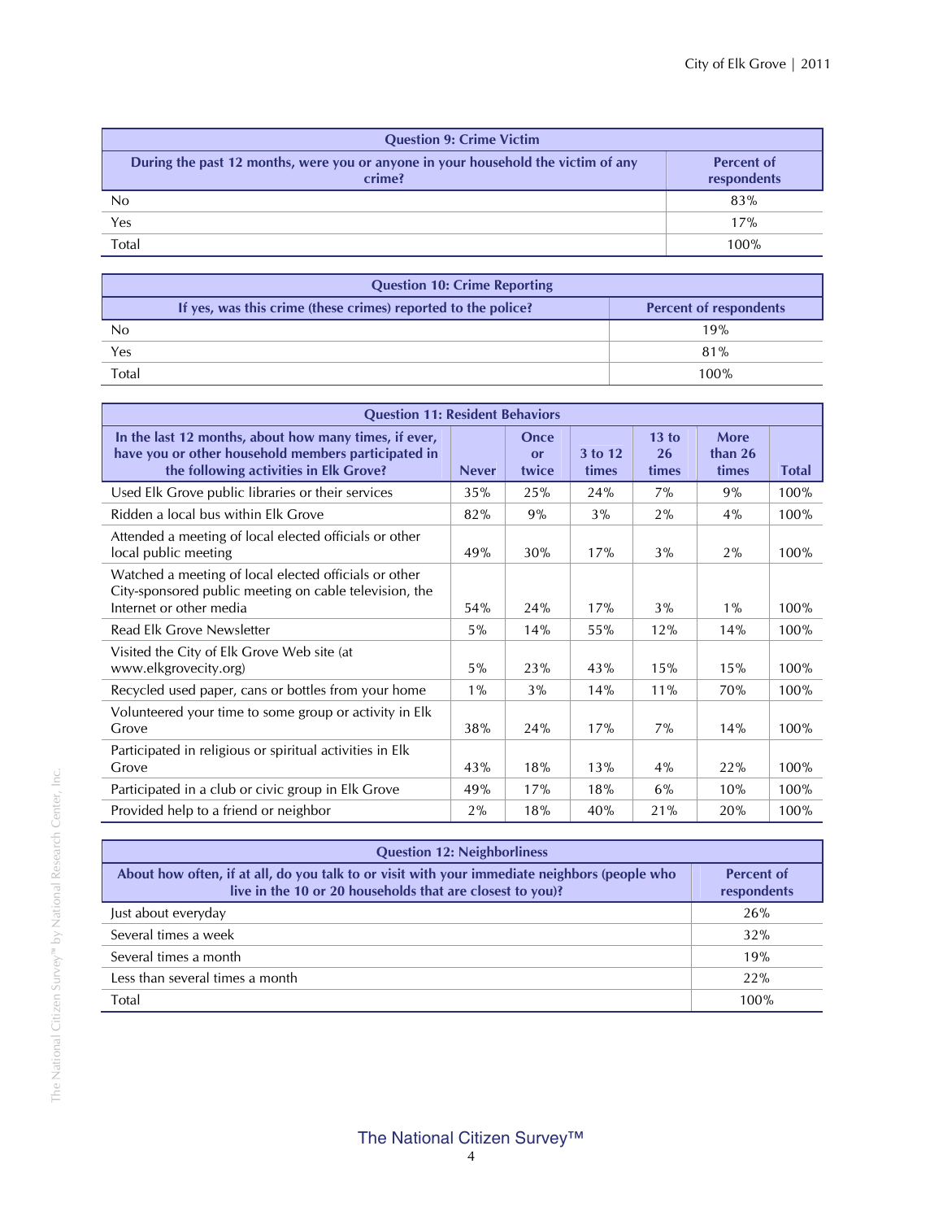| Question 9: Crime Victim | |
|---|---|
| During the past 12 months, were you or anyone in your household the victim of any crime? | Percent of respondents |
| No | 83% |
| Yes | 17% |
| Total | 100% |

| Question 10: Crime Reporting | |
|---|---|
| If yes, was this crime (these crimes) reported to the police? | Percent of respondents |
| No | 19% |
| Yes | 81% |
| Total | 100% |

| Question 11: Resident Behaviors | | | | | | |
|---|---|---|---|---|---|---|
| In the last 12 months, about how many times, if ever, have you or other household members participated in the following activities in Elk Grove? | Never | Once or twice | 3 to 12 times | 13 to 26 times | More than 26 times | Total |
| Used Elk Grove public libraries or their services | 35% | 25% | 24% | 7% | 9% | 100% |
| Ridden a local bus within Elk Grove | 82% | 9% | 3% | 2% | 4% | 100% |
| Attended a meeting of local elected officials or other local public meeting | 49% | 30% | 17% | 3% | 2% | 100% |
| Watched a meeting of local elected officials or other City-sponsored public meeting on cable television, the Internet or other media | 54% | 24% | 17% | 3% | 1% | 100% |
| Read Elk Grove Newsletter | 5% | 14% | 55% | 12% | 14% | 100% |
| Visited the City of Elk Grove Web site (at www.elkgrovecity.org) | 5% | 23% | 43% | 15% | 15% | 100% |
| Recycled used paper, cans or bottles from your home | 1% | 3% | 14% | 11% | 70% | 100% |
| Volunteered your time to some group or activity in Elk Grove | 38% | 24% | 17% | 7% | 14% | 100% |
| Participated in religious or spiritual activities in Elk Grove | 43% | 18% | 13% | 4% | 22% | 100% |
| Participated in a club or civic group in Elk Grove | 49% | 17% | 18% | 6% | 10% | 100% |
| Provided help to a friend or neighbor | 2% | 18% | 40% | 21% | 20% | 100% |

| Question 12: Neighborliness | |
|---|---|
| About how often, if at all, do you talk to or visit with your immediate neighbors (people who live in the 10 or 20 households that are closest to you)? | Percent of respondents |
| Just about everyday | 26% |
| Several times a week | 32% |
| Several times a month | 19% |
| Less than several times a month | 22% |
| Total | 100% |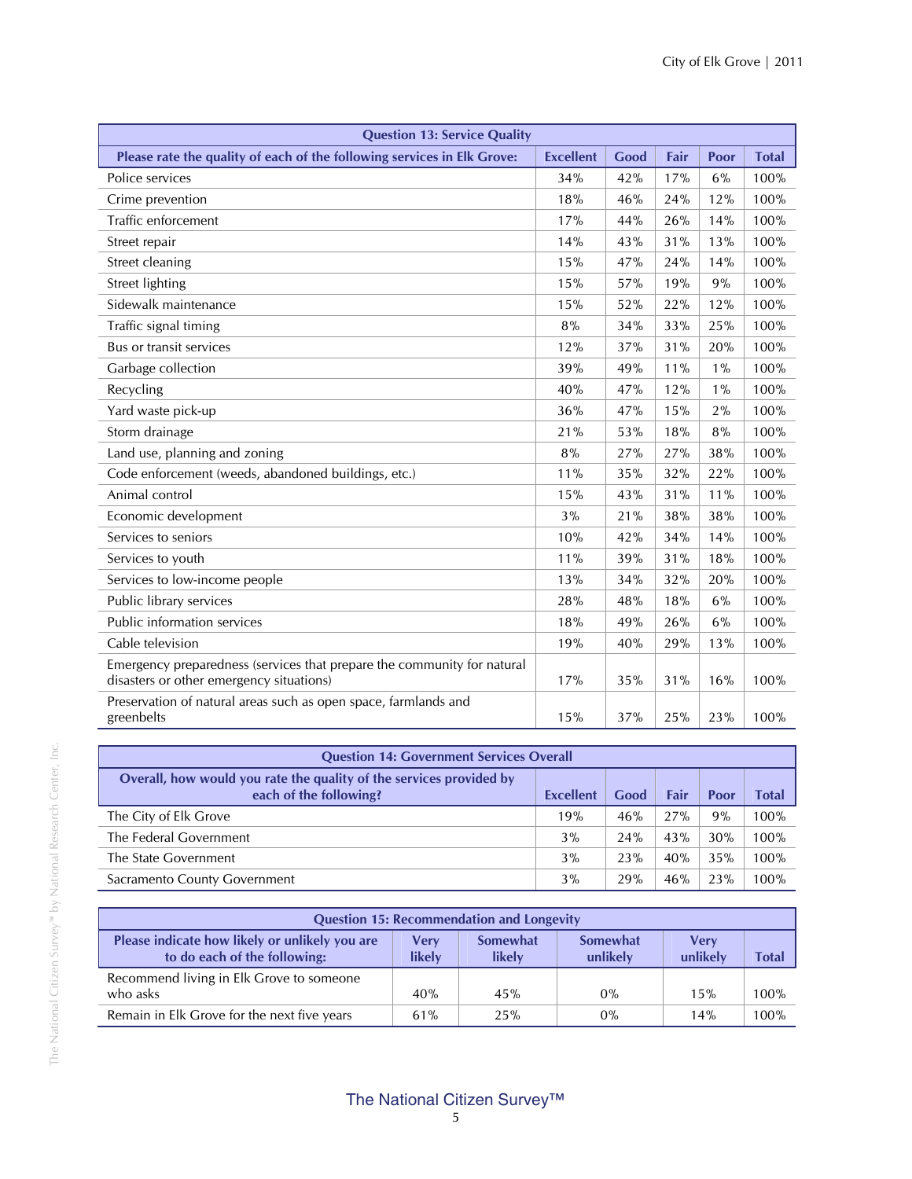| Question 13: Service Quality | | | | | |
|---|---|---|---|---|---|
| Please rate the quality of each of the following services in Elk Grove: | Excellent | Good | Fair | Poor | Total |
| Police services | 34% | 42% | 17% | 6% | 100% |
| Crime prevention | 18% | 46% | 24% | 12% | 100% |
| Traffic enforcement | 17% | 44% | 26% | 14% | 100% |
| Street repair | 14% | 43% | 31% | 13% | 100% |
| Street cleaning | 15% | 47% | 24% | 14% | 100% |
| Street lighting | 15% | 57% | 19% | 9% | 100% |
| Sidewalk maintenance | 15% | 52% | 22% | 12% | 100% |
| Traffic signal timing | 8% | 34% | 33% | 25% | 100% |
| Bus or transit services | 12% | 37% | 31% | 20% | 100% |
| Garbage collection | 39% | 49% | 11% | 1% | 100% |
| Recycling | 40% | 47% | 12% | 1% | 100% |
| Yard waste pick-up | 36% | 47% | 15% | 2% | 100% |
| Storm drainage | 21% | 53% | 18% | 8% | 100% |
| Land use, planning and zoning | 8% | 27% | 27% | 38% | 100% |
| Code enforcement (weeds, abandoned buildings, etc.) | 11% | 35% | 32% | 22% | 100% |
| Animal control | 15% | 43% | 31% | 11% | 100% |
| Economic development | 3% | 21% | 38% | 38% | 100% |
| Services to seniors | 10% | 42% | 34% | 14% | 100% |
| Services to youth | 11% | 39% | 31% | 18% | 100% |
| Services to low-income people | 13% | 34% | 32% | 20% | 100% |
| Public library services | 28% | 48% | 18% | 6% | 100% |
| Public information services | 18% | 49% | 26% | 6% | 100% |
| Cable television | 19% | 40% | 29% | 13% | 100% |
| Emergency preparedness (services that prepare the community for natural disasters or other emergency situations) | 17% | 35% | 31% | 16% | 100% |
| Preservation of natural areas such as open space, farmlands and greenbelts | 15% | 37% | 25% | 23% | 100% |

| Question 14: Government Services Overall | | | | | |
|---|---|---|---|---|---|
| Overall, how would you rate the quality of the services provided by each of the following? | Excellent | Good | Fair | Poor | Total |
| The City of Elk Grove | 19% | 46% | 27% | 9% | 100% |
| The Federal Government | 3% | 24% | 43% | 30% | 100% |
| The State Government | 3% | 23% | 40% | 35% | 100% |
| Sacramento County Government | 3% | 29% | 46% | 23% | 100% |

| Question 15: Recommendation and Longevity | | | | | |
|---|---|---|---|---|---|
| Please indicate how likely or unlikely you are to do each of the following: | Very likely | Somewhat likely | Somewhat unlikely | Very unlikely | Total |
| Recommend living in Elk Grove to someone who asks | 40% | 45% | 0% | 15% | 100% |
| Remain in Elk Grove for the next five years | 61% | 25% | 0% | 14% | 100% |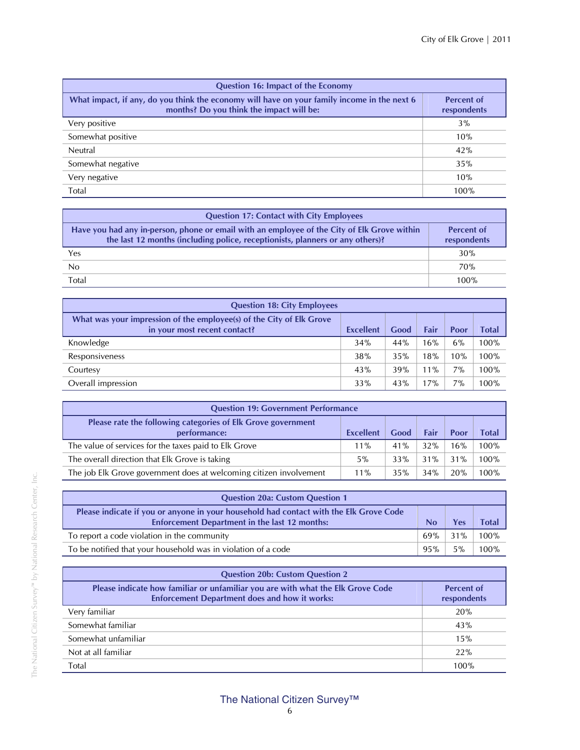| Question 16: Impact of the Economy | |
|---|---|
| What impact, if any, do you think the economy will have on your family income in the next 6 months? Do you think the impact will be: | Percent of respondents |
| Very positive | 3% |
| Somewhat positive | 10% |
| Neutral | 42% |
| Somewhat negative | 35% |
| Very negative | 10% |
| Total | 100% |

| Question 17: Contact with City Employees | |
|---|---|
| Have you had any in-person, phone or email with an employee of the City of Elk Grove within the last 12 months (including police, receptionists, planners or any others)? | Percent of respondents |
| Yes | 30% |
| No | 70% |
| Total | 100% |

| Question 18: City Employees | | | | | |
|---|---|---|---|---|---|
| What was your impression of the employee(s) of the City of Elk Grove in your most recent contact? | Excellent | Good | Fair | Poor | Total |
| Knowledge | 34% | 44% | 16% | 6% | 100% |
| Responsiveness | 38% | 35% | 18% | 10% | 100% |
| Courtesy | 43% | 39% | 11% | 7% | 100% |
| Overall impression | 33% | 43% | 17% | 7% | 100% |

| Question 19: Government Performance | | | | | |
|---|---|---|---|---|---|
| Please rate the following categories of Elk Grove government performance: | Excellent | Good | Fair | Poor | Total |
| The value of services for the taxes paid to Elk Grove | 11% | 41% | 32% | 16% | 100% |
| The overall direction that Elk Grove is taking | 5% | 33% | 31% | 31% | 100% |
| The job Elk Grove government does at welcoming citizen involvement | 11% | 35% | 34% | 20% | 100% |

| Question 20a: Custom Question 1 | | | |
|---|---|---|---|
| Please indicate if you or anyone in your household had contact with the Elk Grove Code Enforcement Department in the last 12 months: | No | Yes | Total |
| To report a code violation in the community | 69% | 31% | 100% |
| To be notified that your household was in violation of a code | 95% | 5% | 100% |

| Question 20b: Custom Question 2 | |
|---|---|
| Please indicate how familiar or unfamiliar you are with what the Elk Grove Code Enforcement Department does and how it works: | Percent of respondents |
| Very familiar | 20% |
| Somewhat familiar | 43% |
| Somewhat unfamiliar | 15% |
| Not at all familiar | 22% |
| Total | 100% |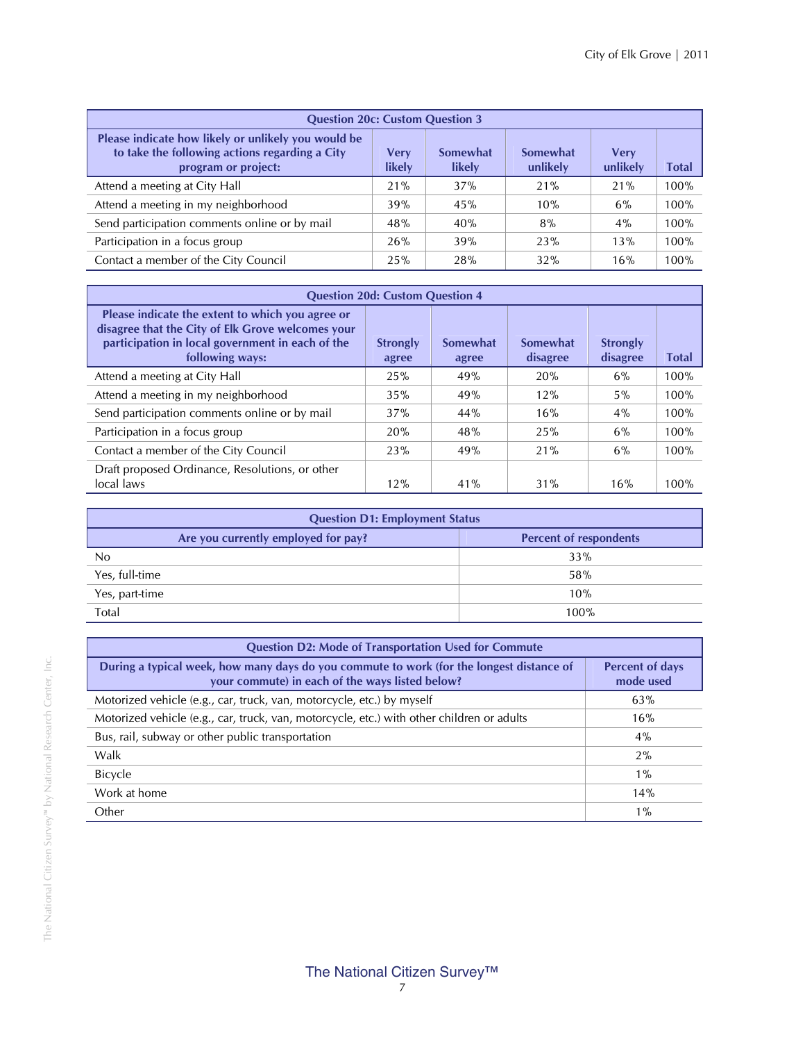| Question 20c: Custom Question 3 | | | | | |
|---|---|---|---|---|---|
| Please indicate how likely or unlikely you would be to take the following actions regarding a City program or project: | Very likely | Somewhat likely | Somewhat unlikely | Very unlikely | Total |
| Attend a meeting at City Hall | 21% | 37% | 21% | 21% | 100% |
| Attend a meeting in my neighborhood | 39% | 45% | 10% | 6% | 100% |
| Send participation comments online or by mail | 48% | 40% | 8% | 4% | 100% |
| Participation in a focus group | 26% | 39% | 23% | 13% | 100% |
| Contact a member of the City Council | 25% | 28% | 32% | 16% | 100% |

| Question 20d: Custom Question 4 | | | | | |
|---|---|---|---|---|---|
| Please indicate the extent to which you agree or disagree that the City of Elk Grove welcomes your participation in local government in each of the following ways: | Strongly agree | Somewhat agree | Somewhat disagree | Strongly disagree | Total |
| Attend a meeting at City Hall | 25% | 49% | 20% | 6% | 100% |
| Attend a meeting in my neighborhood | 35% | 49% | 12% | 5% | 100% |
| Send participation comments online or by mail | 37% | 44% | 16% | 4% | 100% |
| Participation in a focus group | 20% | 48% | 25% | 6% | 100% |
| Contact a member of the City Council | 23% | 49% | 21% | 6% | 100% |
| Draft proposed Ordinance, Resolutions, or other local laws | 12% | 41% | 31% | 16% | 100% |

| Question D1: Employment Status | |
|---|---|
| Are you currently employed for pay? | Percent of respondents |
| No | 33% |
| Yes, full-time | 58% |
| Yes, part-time | 10% |
| Total | 100% |

| Question D2: Mode of Transportation Used for Commute | |
|---|---|
| During a typical week, how many days do you commute to work (for the longest distance of your commute) in each of the ways listed below? | Percent of days mode used |
| Motorized vehicle (e.g., car, truck, van, motorcycle, etc.) by myself | 63% |
| Motorized vehicle (e.g., car, truck, van, motorcycle, etc.) with other children or adults | 16% |
| Bus, rail, subway or other public transportation | 4% |
| Walk | 2% |
| Bicycle | 1% |
| Work at home | 14% |
| Other | 1% |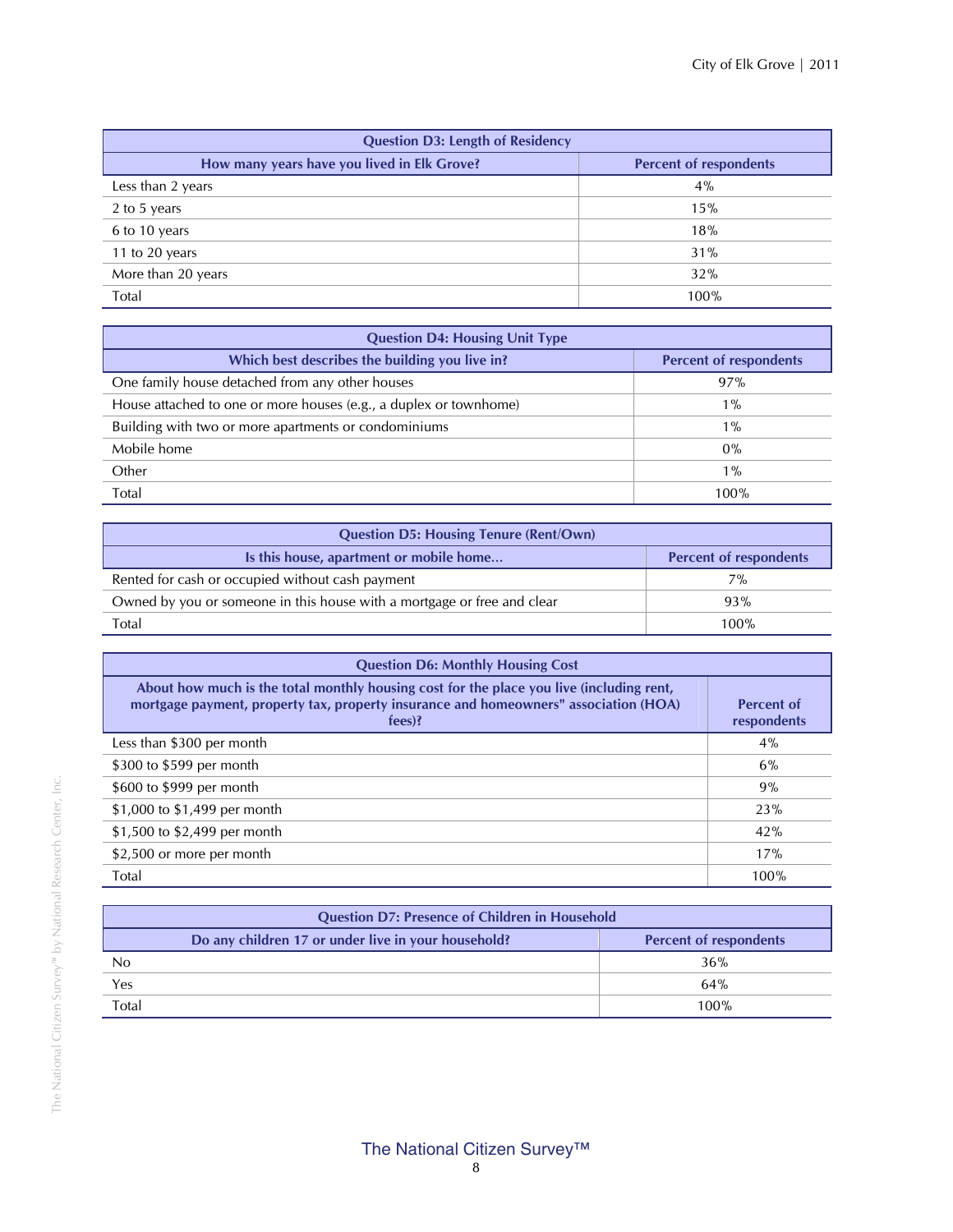| Question D3: Length of Residency | |
|---|---|
| How many years have you lived in Elk Grove? | Percent of respondents |
| Less than 2 years | 4% |
| 2 to 5 years | 15% |
| 6 to 10 years | 18% |
| 11 to 20 years | 31% |
| More than 20 years | 32% |
| Total | 100% |

| Question D4: Housing Unit Type | |
|---|---|
| Which best describes the building you live in? | Percent of respondents |
| One family house detached from any other houses | 97% |
| House attached to one or more houses (e.g., a duplex or townhome) | 1% |
| Building with two or more apartments or condominiums | 1% |
| Mobile home | 0% |
| Other | 1% |
| Total | 100% |

| Question D5: Housing Tenure (Rent/Own) | |
|---|---|
| Is this house, apartment or mobile home... | Percent of respondents |
| Rented for cash or occupied without cash payment | 7% |
| Owned by you or someone in this house with a mortgage or free and clear | 93% |
| Total | 100% |

| Question D6: Monthly Housing Cost | |
|---|---|
| About how much is the total monthly housing cost for the place you live (including rent, mortgage payment, property tax, property insurance and homeowners" association (HOA) fees)? | Percent of respondents |
| Less than $300 per month | 4% |
| $300 to $599 per month | 6% |
| $600 to $999 per month | 9% |
| $1,000 to $1,499 per month | 23% |
| $1,500 to $2,499 per month | 42% |
| $2,500 or more per month | 17% |
| Total | 100% |

| Question D7: Presence of Children in Household | |
|---|---|
| Do any children 17 or under live in your household? | Percent of respondents |
| No | 36% |
| Yes | 64% |
| Total | 100% |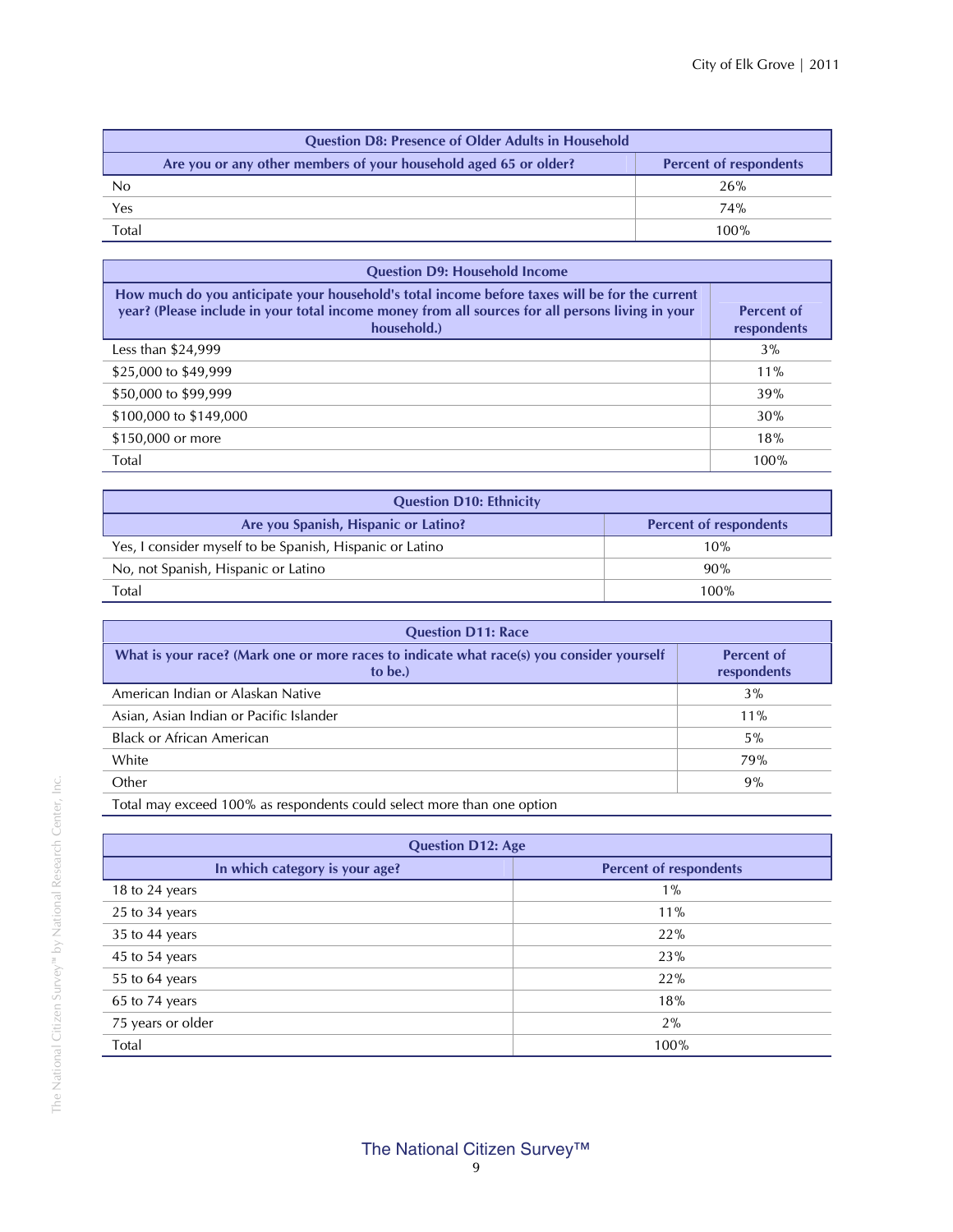| Question D8: Presence of Older Adults in Household | |
|---|---|
| Are you or any other members of your household aged 65 or older? | Percent of respondents |
| No | 26% |
| Yes | 74% |
| Total | 100% |

| Question D9: Household Income | |
|---|---|
| How much do you anticipate your household's total income before taxes will be for the current year? (Please include in your total income money from all sources for all persons living in your household.) | Percent of respondents |
| Less than $24,999 | 3% |
| $25,000 to $49,999 | 11% |
| $50,000 to $99,999 | 39% |
| $100,000 to $149,000 | 30% |
| $150,000 or more | 18% |
| Total | 100% |

| Question D10: Ethnicity | |
|---|---|
| Are you Spanish, Hispanic or Latino? | Percent of respondents |
| Yes, I consider myself to be Spanish, Hispanic or Latino | 10% |
| No, not Spanish, Hispanic or Latino | 90% |
| Total | 100% |

| Question D11: Race | |
|---|---|
| What is your race? (Mark one or more races to indicate what race(s) you consider yourself to be.) | Percent of respondents |
| American Indian or Alaskan Native | 3% |
| Asian, Asian Indian or Pacific Islander | 11% |
| Black or African American | 5% |
| White | 79% |
| Other | 9% |
| Total may exceed 100% as respondents could select more than one option | |

| Question D12: Age | |
|---|---|
| In which category is your age? | Percent of respondents |
| 18 to 24 years | 1% |
| 25 to 34 years | 11% |
| 35 to 44 years | 22% |
| 45 to 54 years | 23% |
| 55 to 64 years | 22% |
| 65 to 74 years | 18% |
| 75 years or older | 2% |
| Total | 100% |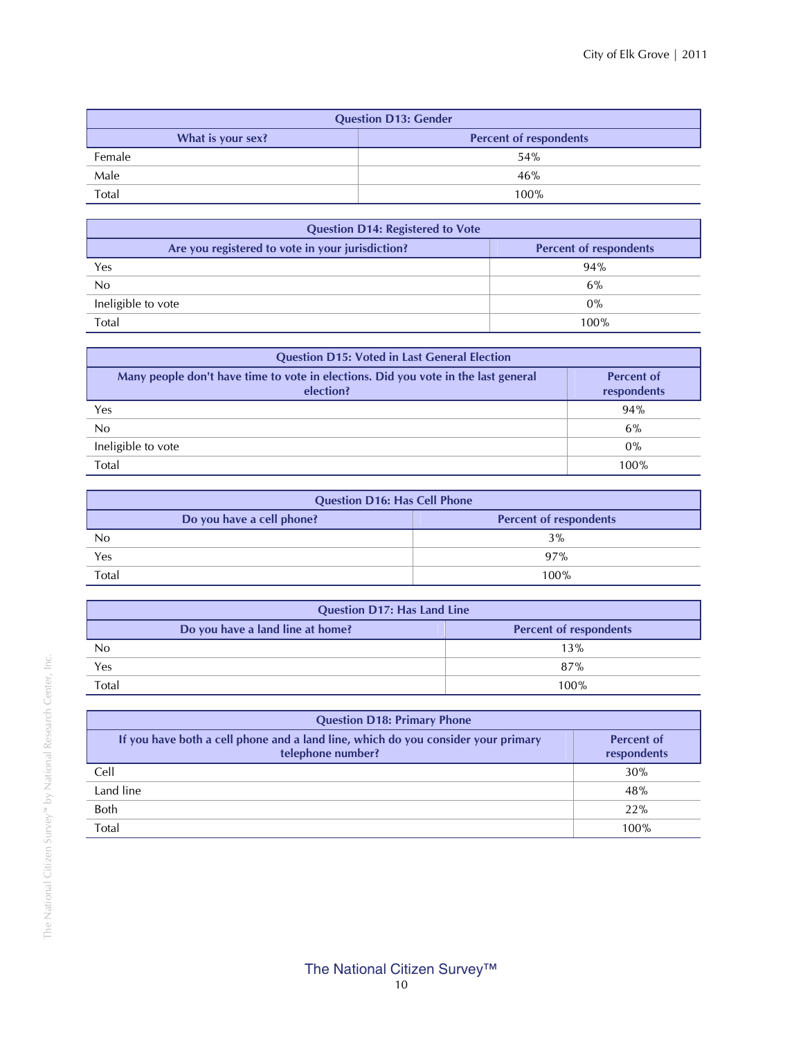| Question D13: Gender | |
|---|---|
| **What is your sex?** | **Percent of respondents** |
| Female | 54% |
| Male | 46% |
| Total | 100% |

| Question D14: Registered to Vote | |
|---|---|
| **Are you registered to vote in your jurisdiction?** | **Percent of respondents** |
| Yes | 94% |
| No | 6% |
| Ineligible to vote | 0% |
| Total | 100% |

| Question D15: Voted in Last General Election | |
|---|---|
| **Many people don't have time to vote in elections. Did you vote in the last general election?** | **Percent of respondents** |
| Yes | 94% |
| No | 6% |
| Ineligible to vote | 0% |
| Total | 100% |

| Question D16: Has Cell Phone | |
|---|---|
| **Do you have a cell phone?** | **Percent of respondents** |
| No | 3% |
| Yes | 97% |
| Total | 100% |

| Question D17: Has Land Line | |
|---|---|
| **Do you have a land line at home?** | **Percent of respondents** |
| No | 13% |
| Yes | 87% |
| Total | 100% |

| Question D18: Primary Phone | |
|---|---|
| **If you have both a cell phone and a land line, which do you consider your primary telephone number?** | **Percent of respondents** |
| Cell | 30% |
| Land line | 48% |
| Both | 22% |
| Total | 100% |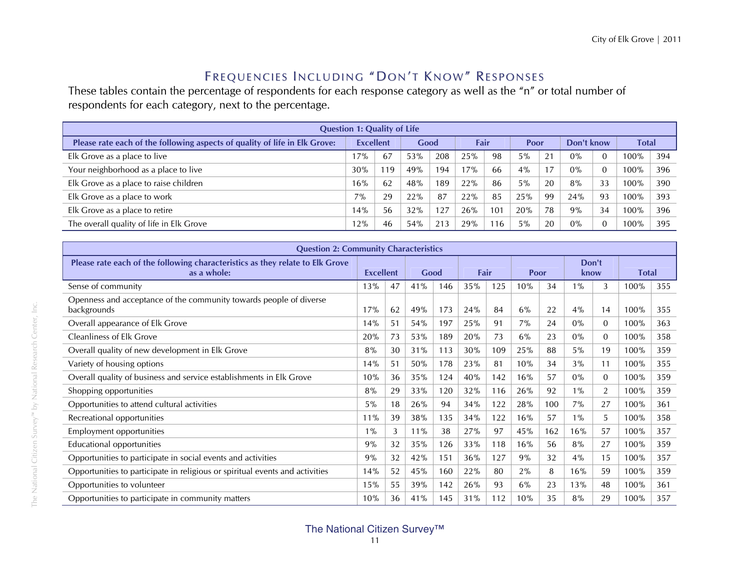# Frequencies Including "Don't Know" Responses

These tables contain the percentage of respondents for each response category as well as the "n" or total number of respondents for each category, next to the percentage.

| Question 1: Quality of Life | | | | | | | | | | | | |
|---|---|---|---|---|---|---|---|---|---|---|---|---|
| Please rate each of the following aspects of quality of life in Elk Grove: | Excellent | | Good | | Fair | | Poor | | Don't know | | Total | |
| Elk Grove as a place to live | 17% | 67 | 53% | 208 | 25% | 98 | 5% | 21 | 0% | 0 | 100% | 394 |
| Your neighborhood as a place to live | 30% | 119 | 49% | 194 | 17% | 66 | 4% | 17 | 0% | 0 | 100% | 396 |
| Elk Grove as a place to raise children | 16% | 62 | 48% | 189 | 22% | 86 | 5% | 20 | 8% | 33 | 100% | 390 |
| Elk Grove as a place to work | 7% | 29 | 22% | 87 | 22% | 85 | 25% | 99 | 24% | 93 | 100% | 393 |
| Elk Grove as a place to retire | 14% | 56 | 32% | 127 | 26% | 101 | 20% | 78 | 9% | 34 | 100% | 396 |
| The overall quality of life in Elk Grove | 12% | 46 | 54% | 213 | 29% | 116 | 5% | 20 | 0% | 0 | 100% | 395 |

| Question 2: Community Characteristics | | | | | | | | | | | | |
|---|---|---|---|---|---|---|---|---|---|---|---|---|
| Please rate each of the following characteristics as they relate to Elk Grove as a whole: | Excellent | | Good | | Fair | | Poor | | Don't know | | Total | |
| Sense of community | 13% | 47 | 41% | 146 | 35% | 125 | 10% | 34 | 1% | 3 | 100% | 355 |
| Openness and acceptance of the community towards people of diverse backgrounds | 17% | 62 | 49% | 173 | 24% | 84 | 6% | 22 | 4% | 14 | 100% | 355 |
| Overall appearance of Elk Grove | 14% | 51 | 54% | 197 | 25% | 91 | 7% | 24 | 0% | 0 | 100% | 363 |
| Cleanliness of Elk Grove | 20% | 73 | 53% | 189 | 20% | 73 | 6% | 23 | 0% | 0 | 100% | 358 |
| Overall quality of new development in Elk Grove | 8% | 30 | 31% | 113 | 30% | 109 | 25% | 88 | 5% | 19 | 100% | 359 |
| Variety of housing options | 14% | 51 | 50% | 178 | 23% | 81 | 10% | 34 | 3% | 11 | 100% | 355 |
| Overall quality of business and service establishments in Elk Grove | 10% | 36 | 35% | 124 | 40% | 142 | 16% | 57 | 0% | 0 | 100% | 359 |
| Shopping opportunities | 8% | 29 | 33% | 120 | 32% | 116 | 26% | 92 | 1% | 2 | 100% | 359 |
| Opportunities to attend cultural activities | 5% | 18 | 26% | 94 | 34% | 122 | 28% | 100 | 7% | 27 | 100% | 361 |
| Recreational opportunities | 11% | 39 | 38% | 135 | 34% | 122 | 16% | 57 | 1% | 5 | 100% | 358 |
| Employment opportunities | 1% | 3 | 11% | 38 | 27% | 97 | 45% | 162 | 16% | 57 | 100% | 357 |
| Educational opportunities | 9% | 32 | 35% | 126 | 33% | 118 | 16% | 56 | 8% | 27 | 100% | 359 |
| Opportunities to participate in social events and activities | 9% | 32 | 42% | 151 | 36% | 127 | 9% | 32 | 4% | 15 | 100% | 357 |
| Opportunities to participate in religious or spiritual events and activities | 14% | 52 | 45% | 160 | 22% | 80 | 2% | 8 | 16% | 59 | 100% | 359 |
| Opportunities to volunteer | 15% | 55 | 39% | 142 | 26% | 93 | 6% | 23 | 13% | 48 | 100% | 361 |
| Opportunities to participate in community matters | 10% | 36 | 41% | 145 | 31% | 112 | 10% | 35 | 8% | 29 | 100% | 357 |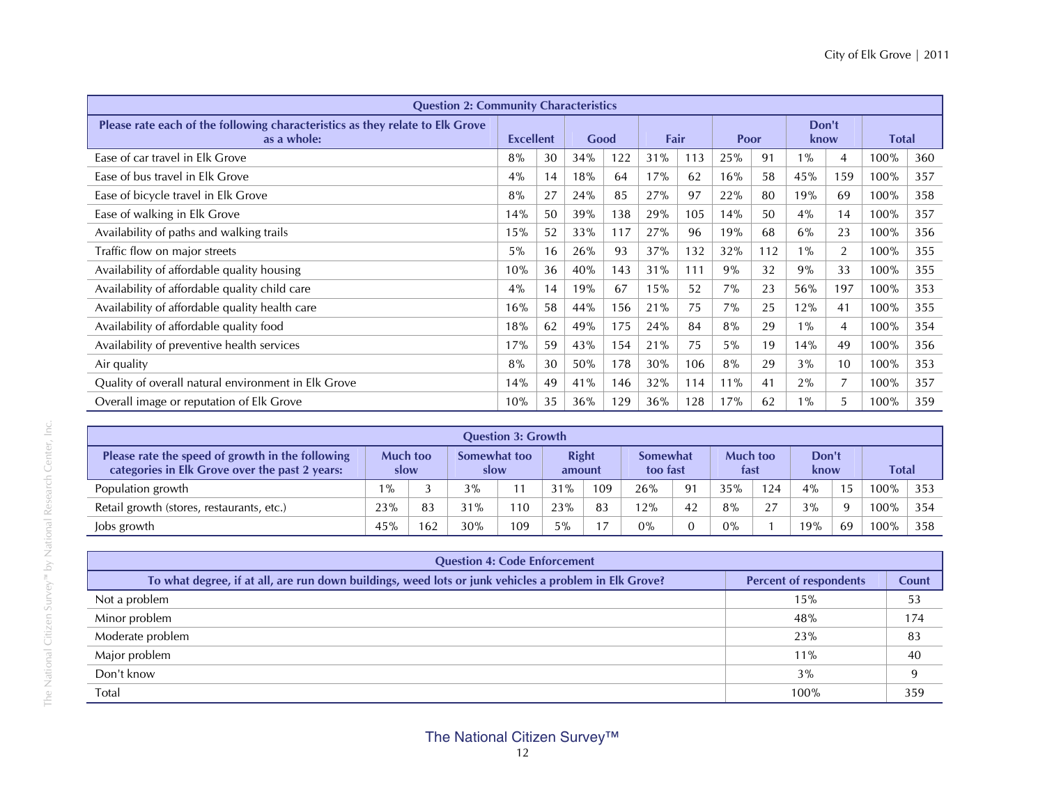| Question 2: Community Characteristics | | | | | | | | | | | | |
|---|---|---|---|---|---|---|---|---|---|---|---|---|
| Please rate each of the following characteristics as they relate to Elk Grove as a whole: | Excellent | | Good | | Fair | | Poor | | Don't know | | Total | |
| Ease of car travel in Elk Grove | 8% | 30 | 34% | 122 | 31% | 113 | 25% | 91 | 1% | 4 | 100% | 360 |
| Ease of bus travel in Elk Grove | 4% | 14 | 18% | 64 | 17% | 62 | 16% | 58 | 45% | 159 | 100% | 357 |
| Ease of bicycle travel in Elk Grove | 8% | 27 | 24% | 85 | 27% | 97 | 22% | 80 | 19% | 69 | 100% | 358 |
| Ease of walking in Elk Grove | 14% | 50 | 39% | 138 | 29% | 105 | 14% | 50 | 4% | 14 | 100% | 357 |
| Availability of paths and walking trails | 15% | 52 | 33% | 117 | 27% | 96 | 19% | 68 | 6% | 23 | 100% | 356 |
| Traffic flow on major streets | 5% | 16 | 26% | 93 | 37% | 132 | 32% | 112 | 1% | 2 | 100% | 355 |
| Availability of affordable quality housing | 10% | 36 | 40% | 143 | 31% | 111 | 9% | 32 | 9% | 33 | 100% | 355 |
| Availability of affordable quality child care | 4% | 14 | 19% | 67 | 15% | 52 | 7% | 23 | 56% | 197 | 100% | 353 |
| Availability of affordable quality health care | 16% | 58 | 44% | 156 | 21% | 75 | 7% | 25 | 12% | 41 | 100% | 355 |
| Availability of affordable quality food | 18% | 62 | 49% | 175 | 24% | 84 | 8% | 29 | 1% | 4 | 100% | 354 |
| Availability of preventive health services | 17% | 59 | 43% | 154 | 21% | 75 | 5% | 19 | 14% | 49 | 100% | 356 |
| Air quality | 8% | 30 | 50% | 178 | 30% | 106 | 8% | 29 | 3% | 10 | 100% | 353 |
| Quality of overall natural environment in Elk Grove | 14% | 49 | 41% | 146 | 32% | 114 | 11% | 41 | 2% | 7 | 100% | 357 |
| Overall image or reputation of Elk Grove | 10% | 35 | 36% | 129 | 36% | 128 | 17% | 62 | 1% | 5 | 100% | 359 |

| Question 3: Growth | | | | | | | | | | | | | | |
|---|---|---|---|---|---|---|---|---|---|---|---|---|---|---|
| Please rate the speed of growth in the following categories in Elk Grove over the past 2 years: | Much too slow | | Somewhat too slow | | Right amount | | Somewhat too fast | | Much too fast | | Don't know | | Total | |
| Population growth | 1% | 3 | 3% | 11 | 31% | 109 | 26% | 91 | 35% | 124 | 4% | 15 | 100% | 353 |
| Retail growth (stores, restaurants, etc.) | 23% | 83 | 31% | 110 | 23% | 83 | 12% | 42 | 8% | 27 | 3% | 9 | 100% | 354 |
| Jobs growth | 45% | 162 | 30% | 109 | 5% | 17 | 0% | 0 | 0% | 1 | 19% | 69 | 100% | 358 |

| Question 4: Code Enforcement | | |
|---|---|---|
| To what degree, if at all, are run down buildings, weed lots or junk vehicles a problem in Elk Grove? | Percent of respondents | Count |
| Not a problem | 15% | 53 |
| Minor problem | 48% | 174 |
| Moderate problem | 23% | 83 |
| Major problem | 11% | 40 |
| Don't know | 3% | 9 |
| Total | 100% | 359 |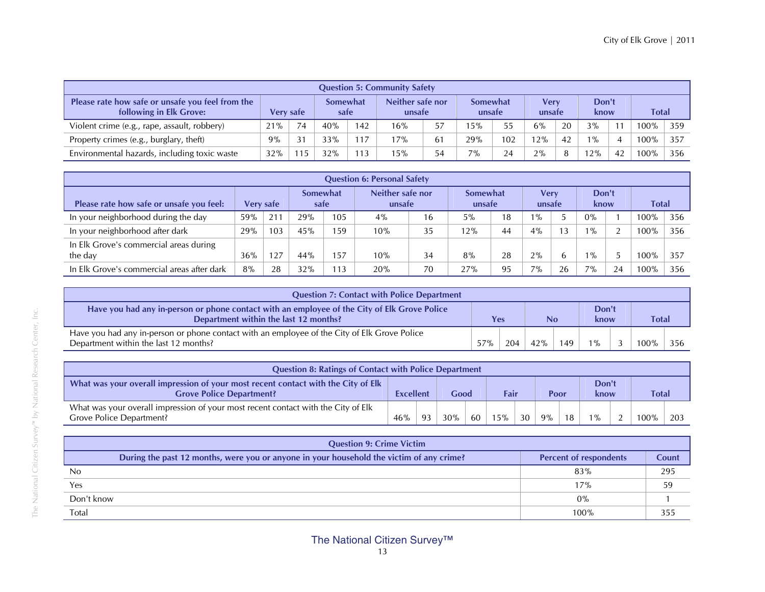| Question 5: Community Safety | | | | | | | | | | | | | | |
|---|---|---|---|---|---|---|---|---|---|---|---|---|---|---|
| Please rate how safe or unsafe you feel from the following in Elk Grove: | Very safe | | Somewhat safe | | Neither safe nor unsafe | | Somewhat unsafe | | Very unsafe | | Don't know | | Total | |
| Violent crime (e.g., rape, assault, robbery) | 21% | 74 | 40% | 142 | 16% | 57 | 15% | 55 | 6% | 20 | 3% | 11 | 100% | 359 |
| Property crimes (e.g., burglary, theft) | 9% | 31 | 33% | 117 | 17% | 61 | 29% | 102 | 12% | 42 | 1% | 4 | 100% | 357 |
| Environmental hazards, including toxic waste | 32% | 115 | 32% | 113 | 15% | 54 | 7% | 24 | 2% | 8 | 12% | 42 | 100% | 356 |

| Question 6: Personal Safety | | | | | | | | | | | | | | |
|---|---|---|---|---|---|---|---|---|---|---|---|---|---|---|
| Please rate how safe or unsafe you feel: | Very safe | | Somewhat safe | | Neither safe nor unsafe | | Somewhat unsafe | | Very unsafe | | Don't know | | Total | |
| In your neighborhood during the day | 59% | 211 | 29% | 105 | 4% | 16 | 5% | 18 | 1% | 5 | 0% | 1 | 100% | 356 |
| In your neighborhood after dark | 29% | 103 | 45% | 159 | 10% | 35 | 12% | 44 | 4% | 13 | 1% | 2 | 100% | 356 |
| In Elk Grove's commercial areas during the day | 36% | 127 | 44% | 157 | 10% | 34 | 8% | 28 | 2% | 6 | 1% | 5 | 100% | 357 |
| In Elk Grove's commercial areas after dark | 8% | 28 | 32% | 113 | 20% | 70 | 27% | 95 | 7% | 26 | 7% | 24 | 100% | 356 |

| Question 7: Contact with Police Department | | | | | | | | |
|---|---|---|---|---|---|---|---|---|
| Have you had any in-person or phone contact with an employee of the City of Elk Grove Police Department within the last 12 months? | Yes | | No | | Don't know | | Total | |
| Have you had any in-person or phone contact with an employee of the City of Elk Grove Police Department within the last 12 months? | 57% | 204 | 42% | 149 | 1% | 3 | 100% | 356 |

| Question 8: Ratings of Contact with Police Department | | | | | | | | | | | | | |
|---|---|---|---|---|---|---|---|---|---|---|---|---|---|
| What was your overall impression of your most recent contact with the City of Elk Grove Police Department? | Excellent | | Good | | Fair | | Poor | | Don't know | | Total | |
| What was your overall impression of your most recent contact with the City of Elk Grove Police Department? | 46% | 93 | 30% | 60 | 15% | 30 | 9% | 18 | 1% | 2 | 100% | 203 |

| Question 9: Crime Victim | | |
|---|---|---|
| During the past 12 months, were you or anyone in your household the victim of any crime? | Percent of respondents | Count |
| No | 83% | 295 |
| Yes | 17% | 59 |
| Don't know | 0% | 1 |
| Total | 100% | 355 |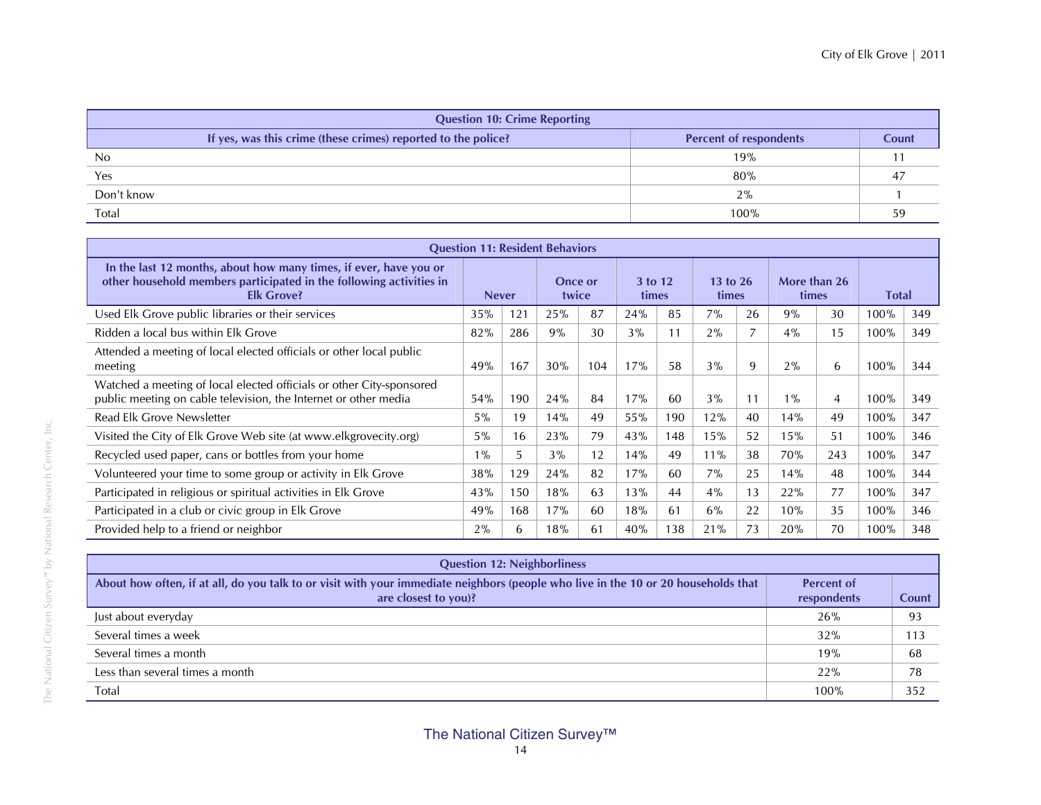| Question 10: Crime Reporting | | |
|---|---|---|
| If yes, was this crime (these crimes) reported to the police? | Percent of respondents | Count |
| No | 19% | 11 |
| Yes | 80% | 47 |
| Don't know | 2% | 1 |
| Total | 100% | 59 |

| Question 11: Resident Behaviors | | | | | | | | | | | | |
|---|---|---|---|---|---|---|---|---|---|---|---|---|
| In the last 12 months, about how many times, if ever, have you or other household members participated in the following activities in Elk Grove? | Never | | Once or twice | | 3 to 12 times | | 13 to 26 times | | More than 26 times | | Total | |
| Used Elk Grove public libraries or their services | 35% | 121 | 25% | 87 | 24% | 85 | 7% | 26 | 9% | 30 | 100% | 349 |
| Ridden a local bus within Elk Grove | 82% | 286 | 9% | 30 | 3% | 11 | 2% | 7 | 4% | 15 | 100% | 349 |
| Attended a meeting of local elected officials or other local public meeting | 49% | 167 | 30% | 104 | 17% | 58 | 3% | 9 | 2% | 6 | 100% | 344 |
| Watched a meeting of local elected officials or other City-sponsored public meeting on cable television, the Internet or other media | 54% | 190 | 24% | 84 | 17% | 60 | 3% | 11 | 1% | 4 | 100% | 349 |
| Read Elk Grove Newsletter | 5% | 19 | 14% | 49 | 55% | 190 | 12% | 40 | 14% | 49 | 100% | 347 |
| Visited the City of Elk Grove Web site (at www.elkgrovecity.org) | 5% | 16 | 23% | 79 | 43% | 148 | 15% | 52 | 15% | 51 | 100% | 346 |
| Recycled used paper, cans or bottles from your home | 1% | 5 | 3% | 12 | 14% | 49 | 11% | 38 | 70% | 243 | 100% | 347 |
| Volunteered your time to some group or activity in Elk Grove | 38% | 129 | 24% | 82 | 17% | 60 | 7% | 25 | 14% | 48 | 100% | 344 |
| Participated in religious or spiritual activities in Elk Grove | 43% | 150 | 18% | 63 | 13% | 44 | 4% | 13 | 22% | 77 | 100% | 347 |
| Participated in a club or civic group in Elk Grove | 49% | 168 | 17% | 60 | 18% | 61 | 6% | 22 | 10% | 35 | 100% | 346 |
| Provided help to a friend or neighbor | 2% | 6 | 18% | 61 | 40% | 138 | 21% | 73 | 20% | 70 | 100% | 348 |

| Question 12: Neighborliness | | |
|---|---|---|
| About how often, if at all, do you talk to or visit with your immediate neighbors (people who live in the 10 or 20 households that are closest to you)? | Percent of respondents | Count |
| Just about everyday | 26% | 93 |
| Several times a week | 32% | 113 |
| Several times a month | 19% | 68 |
| Less than several times a month | 22% | 78 |
| Total | 100% | 352 |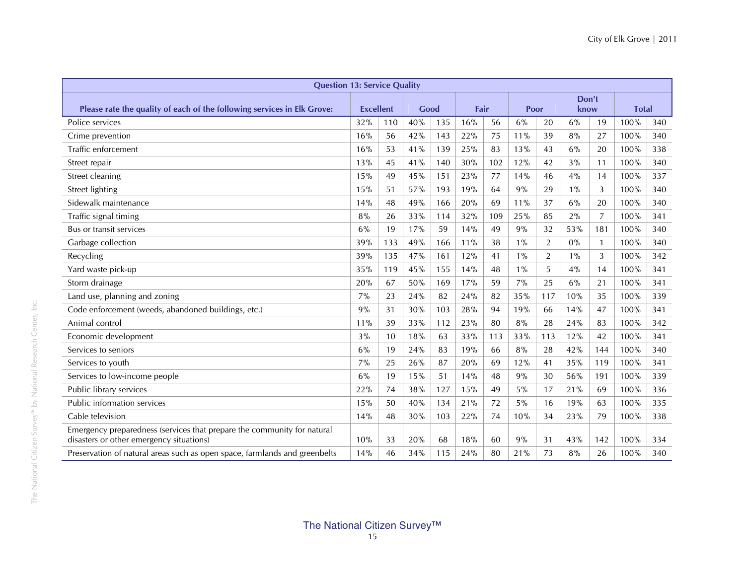| Question 13: Service Quality | | | | | | | | | | | | |
|---|---|---|---|---|---|---|---|---|---|---|---|---|
| Please rate the quality of each of the following services in Elk Grove: | Excellent | | Good | | Fair | | Poor | | Don't know | | Total | |
| Police services | 32% | 110 | 40% | 135 | 16% | 56 | 6% | 20 | 6% | 19 | 100% | 340 |
| Crime prevention | 16% | 56 | 42% | 143 | 22% | 75 | 11% | 39 | 8% | 27 | 100% | 340 |
| Traffic enforcement | 16% | 53 | 41% | 139 | 25% | 83 | 13% | 43 | 6% | 20 | 100% | 338 |
| Street repair | 13% | 45 | 41% | 140 | 30% | 102 | 12% | 42 | 3% | 11 | 100% | 340 |
| Street cleaning | 15% | 49 | 45% | 151 | 23% | 77 | 14% | 46 | 4% | 14 | 100% | 337 |
| Street lighting | 15% | 51 | 57% | 193 | 19% | 64 | 9% | 29 | 1% | 3 | 100% | 340 |
| Sidewalk maintenance | 14% | 48 | 49% | 166 | 20% | 69 | 11% | 37 | 6% | 20 | 100% | 340 |
| Traffic signal timing | 8% | 26 | 33% | 114 | 32% | 109 | 25% | 85 | 2% | 7 | 100% | 341 |
| Bus or transit services | 6% | 19 | 17% | 59 | 14% | 49 | 9% | 32 | 53% | 181 | 100% | 340 |
| Garbage collection | 39% | 133 | 49% | 166 | 11% | 38 | 1% | 2 | 0% | 1 | 100% | 340 |
| Recycling | 39% | 135 | 47% | 161 | 12% | 41 | 1% | 2 | 1% | 3 | 100% | 342 |
| Yard waste pick-up | 35% | 119 | 45% | 155 | 14% | 48 | 1% | 5 | 4% | 14 | 100% | 341 |
| Storm drainage | 20% | 67 | 50% | 169 | 17% | 59 | 7% | 25 | 6% | 21 | 100% | 341 |
| Land use, planning and zoning | 7% | 23 | 24% | 82 | 24% | 82 | 35% | 117 | 10% | 35 | 100% | 339 |
| Code enforcement (weeds, abandoned buildings, etc.) | 9% | 31 | 30% | 103 | 28% | 94 | 19% | 66 | 14% | 47 | 100% | 341 |
| Animal control | 11% | 39 | 33% | 112 | 23% | 80 | 8% | 28 | 24% | 83 | 100% | 342 |
| Economic development | 3% | 10 | 18% | 63 | 33% | 113 | 33% | 113 | 12% | 42 | 100% | 341 |
| Services to seniors | 6% | 19 | 24% | 83 | 19% | 66 | 8% | 28 | 42% | 144 | 100% | 340 |
| Services to youth | 7% | 25 | 26% | 87 | 20% | 69 | 12% | 41 | 35% | 119 | 100% | 341 |
| Services to low-income people | 6% | 19 | 15% | 51 | 14% | 48 | 9% | 30 | 56% | 191 | 100% | 339 |
| Public library services | 22% | 74 | 38% | 127 | 15% | 49 | 5% | 17 | 21% | 69 | 100% | 336 |
| Public information services | 15% | 50 | 40% | 134 | 21% | 72 | 5% | 16 | 19% | 63 | 100% | 335 |
| Cable television | 14% | 48 | 30% | 103 | 22% | 74 | 10% | 34 | 23% | 79 | 100% | 338 |
| Emergency preparedness (services that prepare the community for natural disasters or other emergency situations) | 10% | 33 | 20% | 68 | 18% | 60 | 9% | 31 | 43% | 142 | 100% | 334 |
| Preservation of natural areas such as open space, farmlands and greenbelts | 14% | 46 | 34% | 115 | 24% | 80 | 21% | 73 | 8% | 26 | 100% | 340 |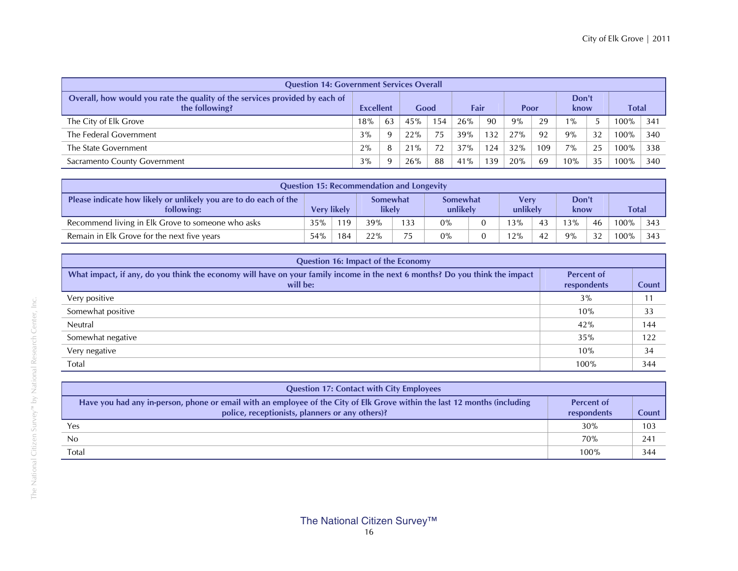| Question 14: Government Services Overall | | | | | | | | | | | | |
|---|---|---|---|---|---|---|---|---|---|---|---|---|
| Overall, how would you rate the quality of the services provided by each of the following? | Excellent | | Good | | Fair | | Poor | | Don't know | | Total | |
| The City of Elk Grove | 18% | 63 | 45% | 154 | 26% | 90 | 9% | 29 | 1% | 5 | 100% | 341 |
| The Federal Government | 3% | 9 | 22% | 75 | 39% | 132 | 27% | 92 | 9% | 32 | 100% | 340 |
| The State Government | 2% | 8 | 21% | 72 | 37% | 124 | 32% | 109 | 7% | 25 | 100% | 338 |
| Sacramento County Government | 3% | 9 | 26% | 88 | 41% | 139 | 20% | 69 | 10% | 35 | 100% | 340 |

| Question 15: Recommendation and Longevity | | | | | | | | | | | | |
|---|---|---|---|---|---|---|---|---|---|---|---|---|
| Please indicate how likely or unlikely you are to do each of the following: | Very likely | | Somewhat likely | | Somewhat unlikely | | Very unlikely | | Don't know | | Total | |
| Recommend living in Elk Grove to someone who asks | 35% | 119 | 39% | 133 | 0% | 0 | 13% | 43 | 13% | 46 | 100% | 343 |
| Remain in Elk Grove for the next five years | 54% | 184 | 22% | 75 | 0% | 0 | 12% | 42 | 9% | 32 | 100% | 343 |

| Question 16: Impact of the Economy | | |
|---|---|---|
| What impact, if any, do you think the economy will have on your family income in the next 6 months? Do you think the impact will be: | Percent of respondents | Count |
| Very positive | 3% | 11 |
| Somewhat positive | 10% | 33 |
| Neutral | 42% | 144 |
| Somewhat negative | 35% | 122 |
| Very negative | 10% | 34 |
| Total | 100% | 344 |

| Question 17: Contact with City Employees | | |
|---|---|---|
| Have you had any in-person, phone or email with an employee of the City of Elk Grove within the last 12 months (including police, receptionists, planners or any others)? | Percent of respondents | Count |
| Yes | 30% | 103 |
| No | 70% | 241 |
| Total | 100% | 344 |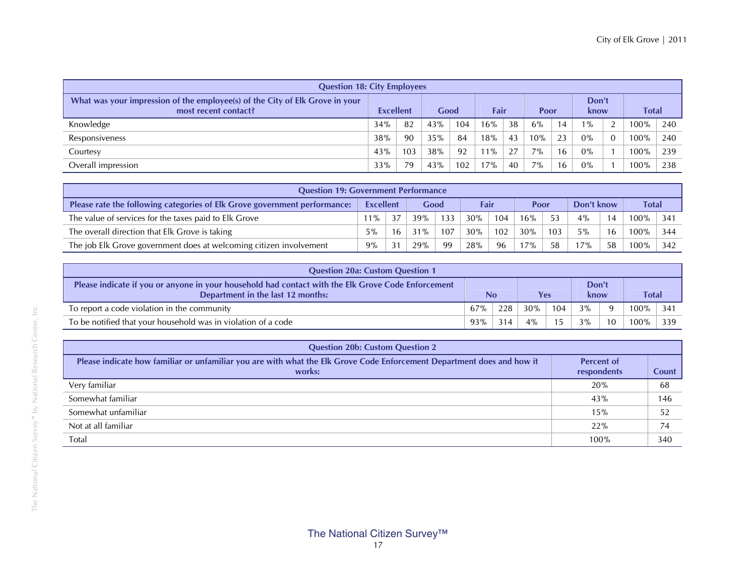| Question 18: City Employees | | | | | | | | | | | | |
|---|---|---|---|---|---|---|---|---|---|---|---|---|
| What was your impression of the employee(s) of the City of Elk Grove in your most recent contact? | Excellent | | Good | | Fair | | Poor | | Don't know | | Total | |
| Knowledge | 34% | 82 | 43% | 104 | 16% | 38 | 6% | 14 | 1% | 2 | 100% | 240 |
| Responsiveness | 38% | 90 | 35% | 84 | 18% | 43 | 10% | 23 | 0% | 0 | 100% | 240 |
| Courtesy | 43% | 103 | 38% | 92 | 11% | 27 | 7% | 16 | 0% | 1 | 100% | 239 |
| Overall impression | 33% | 79 | 43% | 102 | 17% | 40 | 7% | 16 | 0% | 1 | 100% | 238 |

| Question 19: Government Performance | | | | | | | | | | | | |
|---|---|---|---|---|---|---|---|---|---|---|---|---|
| Please rate the following categories of Elk Grove government performance: | Excellent | | Good | | Fair | | Poor | | Don't know | | Total | |
| The value of services for the taxes paid to Elk Grove | 11% | 37 | 39% | 133 | 30% | 104 | 16% | 53 | 4% | 14 | 100% | 341 |
| The overall direction that Elk Grove is taking | 5% | 16 | 31% | 107 | 30% | 102 | 30% | 103 | 5% | 16 | 100% | 344 |
| The job Elk Grove government does at welcoming citizen involvement | 9% | 31 | 29% | 99 | 28% | 96 | 17% | 58 | 17% | 58 | 100% | 342 |

| Question 20a: Custom Question 1 | | | | | | | | |
|---|---|---|---|---|---|---|---|---|
| Please indicate if you or anyone in your household had contact with the Elk Grove Code Enforcement Department in the last 12 months: | No | | Yes | | Don't know | | Total | |
| To report a code violation in the community | 67% | 228 | 30% | 104 | 3% | 9 | 100% | 341 |
| To be notified that your household was in violation of a code | 93% | 314 | 4% | 15 | 3% | 10 | 100% | 339 |

| Question 20b: Custom Question 2 | | |
|---|---|---|
| Please indicate how familiar or unfamiliar you are with what the Elk Grove Code Enforcement Department does and how it works: | Percent of respondents | Count |
| Very familiar | 20% | 68 |
| Somewhat familiar | 43% | 146 |
| Somewhat unfamiliar | 15% | 52 |
| Not at all familiar | 22% | 74 |
| Total | 100% | 340 |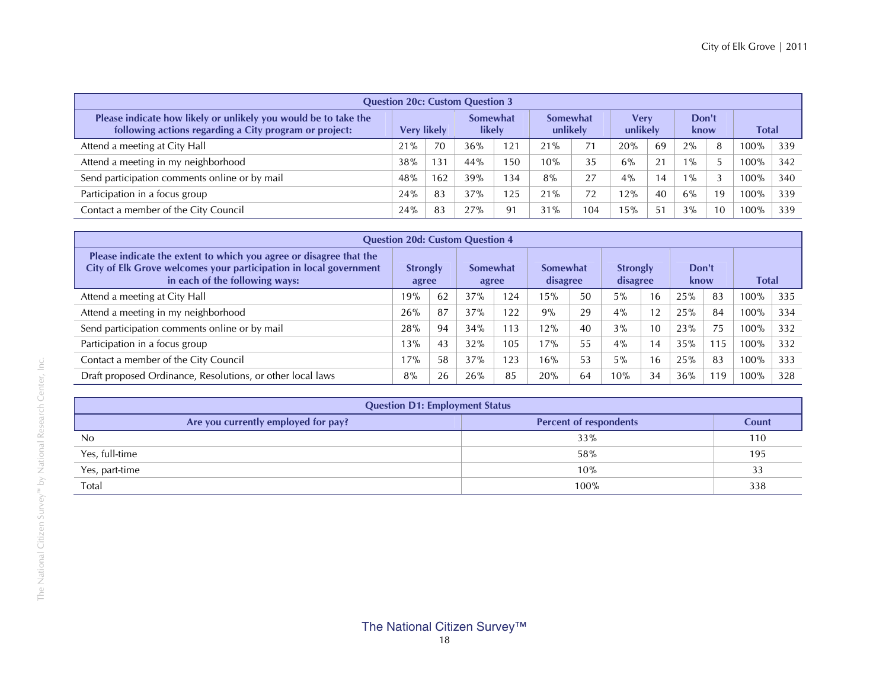| Question 20c: Custom Question 3 | | | | | | | | | | | | |
|---|---|---|---|---|---|---|---|---|---|---|---|---|
| Please indicate how likely or unlikely you would be to take the following actions regarding a City program or project: | Very likely | | Somewhat likely | | Somewhat unlikely | | Very unlikely | | Don't know | | Total | |
| Attend a meeting at City Hall | 21% | 70 | 36% | 121 | 21% | 71 | 20% | 69 | 2% | 8 | 100% | 339 |
| Attend a meeting in my neighborhood | 38% | 131 | 44% | 150 | 10% | 35 | 6% | 21 | 1% | 5 | 100% | 342 |
| Send participation comments online or by mail | 48% | 162 | 39% | 134 | 8% | 27 | 4% | 14 | 1% | 3 | 100% | 340 |
| Participation in a focus group | 24% | 83 | 37% | 125 | 21% | 72 | 12% | 40 | 6% | 19 | 100% | 339 |
| Contact a member of the City Council | 24% | 83 | 27% | 91 | 31% | 104 | 15% | 51 | 3% | 10 | 100% | 339 |

| Question 20d: Custom Question 4 | | | | | | | | | | | | |
|---|---|---|---|---|---|---|---|---|---|---|---|---|
| Please indicate the extent to which you agree or disagree that the City of Elk Grove welcomes your participation in local government in each of the following ways: | Strongly agree | | Somewhat agree | | Somewhat disagree | | Strongly disagree | | Don't know | | Total | |
| Attend a meeting at City Hall | 19% | 62 | 37% | 124 | 15% | 50 | 5% | 16 | 25% | 83 | 100% | 335 |
| Attend a meeting in my neighborhood | 26% | 87 | 37% | 122 | 9% | 29 | 4% | 12 | 25% | 84 | 100% | 334 |
| Send participation comments online or by mail | 28% | 94 | 34% | 113 | 12% | 40 | 3% | 10 | 23% | 75 | 100% | 332 |
| Participation in a focus group | 13% | 43 | 32% | 105 | 17% | 55 | 4% | 14 | 35% | 115 | 100% | 332 |
| Contact a member of the City Council | 17% | 58 | 37% | 123 | 16% | 53 | 5% | 16 | 25% | 83 | 100% | 333 |
| Draft proposed Ordinance, Resolutions, or other local laws | 8% | 26 | 26% | 85 | 20% | 64 | 10% | 34 | 36% | 119 | 100% | 328 |

| Question D1: Employment Status | | |
|---|---|---|
| Are you currently employed for pay? | Percent of respondents | Count |
| No | 33% | 110 |
| Yes, full-time | 58% | 195 |
| Yes, part-time | 10% | 33 |
| Total | 100% | 338 |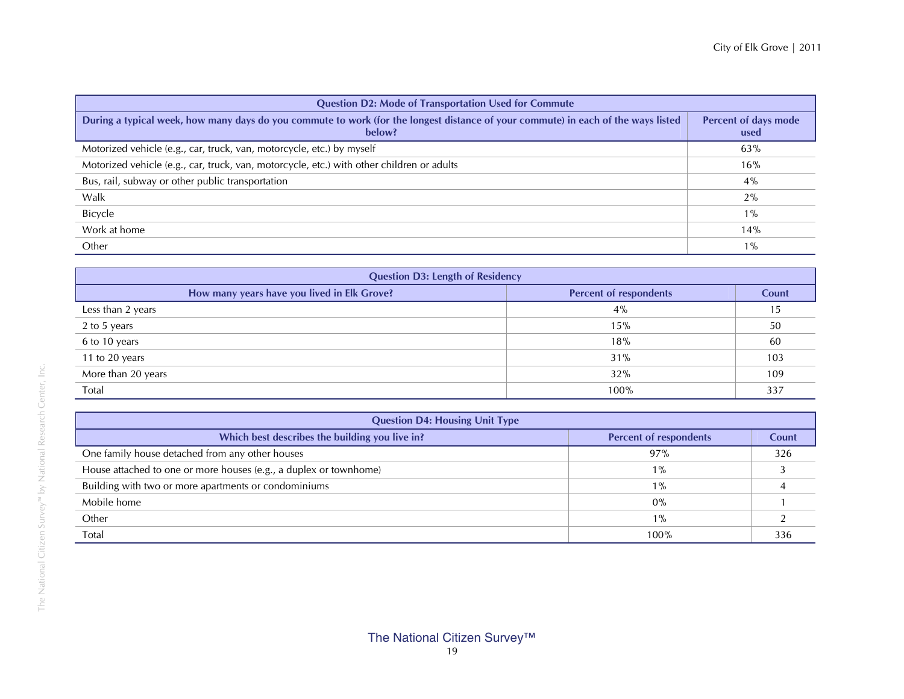| Question D2: Mode of Transportation Used for Commute | |
|---|---|
| **During a typical week, how many days do you commute to work (for the longest distance of your commute) in each of the ways listed below?** | **Percent of days mode used** |
| Motorized vehicle (e.g., car, truck, van, motorcycle, etc.) by myself | 63% |
| Motorized vehicle (e.g., car, truck, van, motorcycle, etc.) with other children or adults | 16% |
| Bus, rail, subway or other public transportation | 4% |
| Walk | 2% |
| Bicycle | 1% |
| Work at home | 14% |
| Other | 1% |

| Question D3: Length of Residency | | |
|---|---|---|
| **How many years have you lived in Elk Grove?** | **Percent of respondents** | **Count** |
| Less than 2 years | 4% | 15 |
| 2 to 5 years | 15% | 50 |
| 6 to 10 years | 18% | 60 |
| 11 to 20 years | 31% | 103 |
| More than 20 years | 32% | 109 |
| Total | 100% | 337 |

| Question D4: Housing Unit Type | | |
|---|---|---|
| **Which best describes the building you live in?** | **Percent of respondents** | **Count** |
| One family house detached from any other houses | 97% | 326 |
| House attached to one or more houses (e.g., a duplex or townhome) | 1% | 3 |
| Building with two or more apartments or condominiums | 1% | 4 |
| Mobile home | 0% | 1 |
| Other | 1% | 2 |
| Total | 100% | 336 |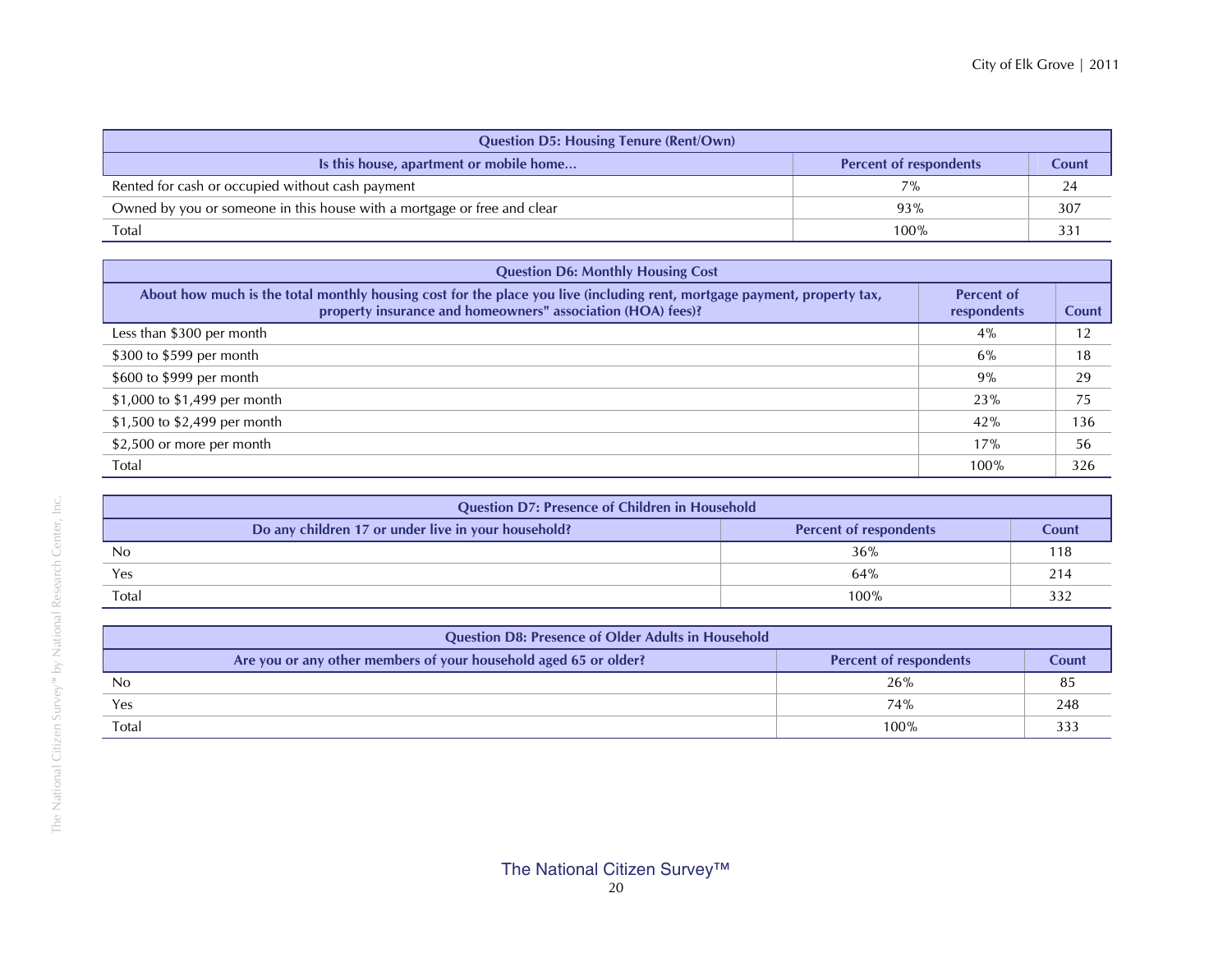| Question D5: Housing Tenure (Rent/Own) | | |
|---|---|---|
| **Is this house, apartment or mobile home...** | **Percent of respondents** | **Count** |
| Rented for cash or occupied without cash payment | 7% | 24 |
| Owned by you or someone in this house with a mortgage or free and clear | 93% | 307 |
| Total | 100% | 331 |

| Question D6: Monthly Housing Cost | | |
|---|---|---|
| **About how much is the total monthly housing cost for the place you live (including rent, mortgage payment, property tax, property insurance and homeowners" association (HOA) fees)?** | **Percent of respondents** | **Count** |
| Less than $300 per month | 4% | 12 |
| $300 to $599 per month | 6% | 18 |
| $600 to $999 per month | 9% | 29 |
| $1,000 to $1,499 per month | 23% | 75 |
| $1,500 to $2,499 per month | 42% | 136 |
| $2,500 or more per month | 17% | 56 |
| Total | 100% | 326 |

| Question D7: Presence of Children in Household | | |
|---|---|---|
| **Do any children 17 or under live in your household?** | **Percent of respondents** | **Count** |
| No | 36% | 118 |
| Yes | 64% | 214 |
| Total | 100% | 332 |

| Question D8: Presence of Older Adults in Household | | |
|---|---|---|
| **Are you or any other members of your household aged 65 or older?** | **Percent of respondents** | **Count** |
| No | 26% | 85 |
| Yes | 74% | 248 |
| Total | 100% | 333 |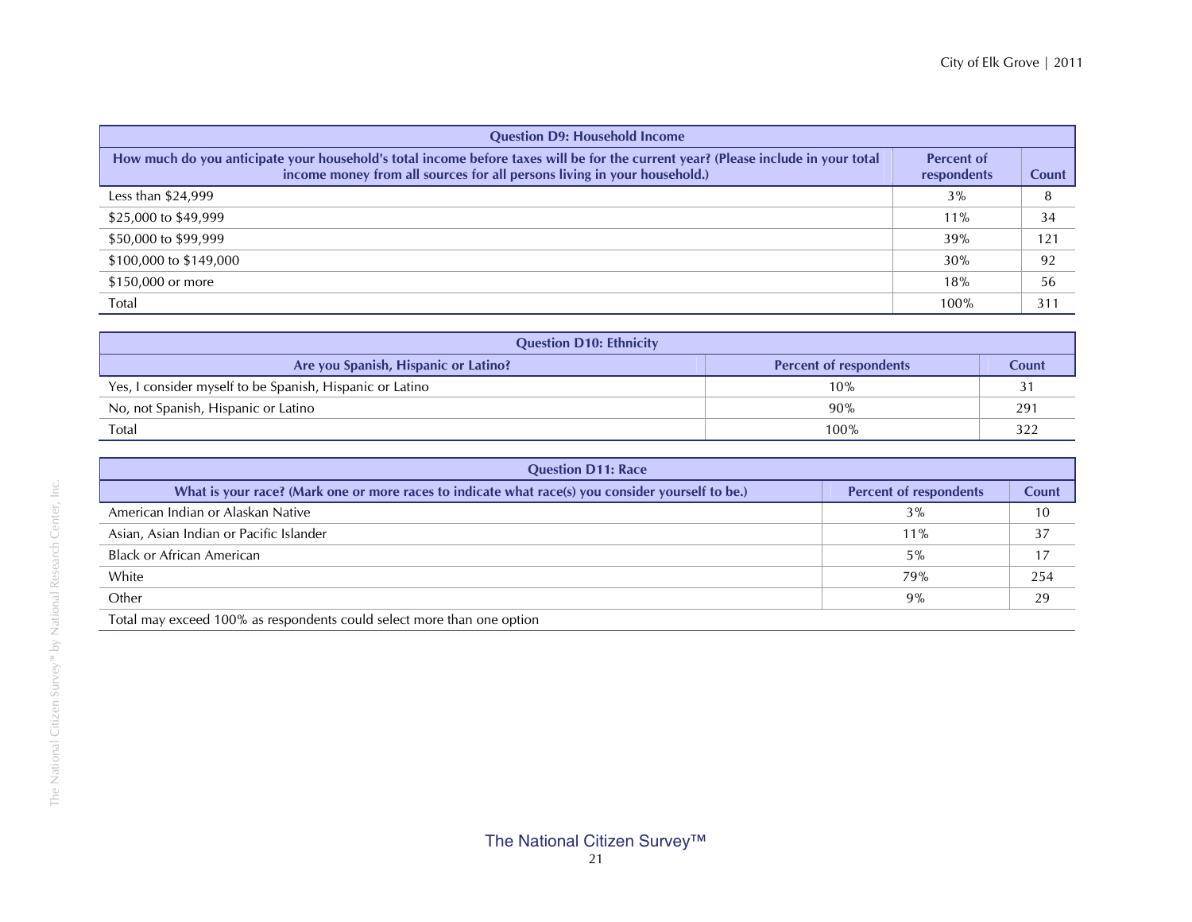| Question D9: Household Income | | |
|---|---|---|
| How much do you anticipate your household's total income before taxes will be for the current year? (Please include in your total income money from all sources for all persons living in your household.) | Percent of respondents | Count |
| Less than $24,999 | 3% | 8 |
| $25,000 to $49,999 | 11% | 34 |
| $50,000 to $99,999 | 39% | 121 |
| $100,000 to $149,000 | 30% | 92 |
| $150,000 or more | 18% | 56 |
| Total | 100% | 311 |

| Question D10: Ethnicity | | |
|---|---|---|
| Are you Spanish, Hispanic or Latino? | Percent of respondents | Count |
| Yes, I consider myself to be Spanish, Hispanic or Latino | 10% | 31 |
| No, not Spanish, Hispanic or Latino | 90% | 291 |
| Total | 100% | 322 |

| Question D11: Race | | |
|---|---|---|
| What is your race? (Mark one or more races to indicate what race(s) you consider yourself to be.) | Percent of respondents | Count |
| American Indian or Alaskan Native | 3% | 10 |
| Asian, Asian Indian or Pacific Islander | 11% | 37 |
| Black or African American | 5% | 17 |
| White | 79% | 254 |
| Other | 9% | 29 |
| Total may exceed 100% as respondents could select more than one option | | |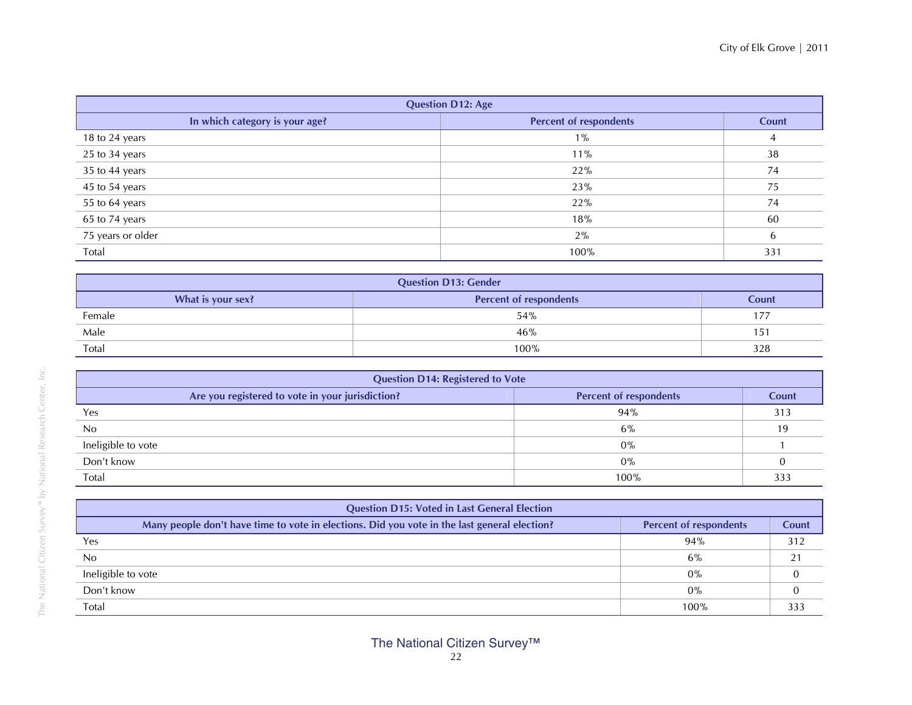| Question D12: Age | | |
|---|---|---|
| **In which category is your age?** | **Percent of respondents** | **Count** |
| 18 to 24 years | 1% | 4 |
| 25 to 34 years | 11% | 38 |
| 35 to 44 years | 22% | 74 |
| 45 to 54 years | 23% | 75 |
| 55 to 64 years | 22% | 74 |
| 65 to 74 years | 18% | 60 |
| 75 years or older | 2% | 6 |
| Total | 100% | 331 |

| Question D13: Gender | | |
|---|---|---|
| **What is your sex?** | **Percent of respondents** | **Count** |
| Female | 54% | 177 |
| Male | 46% | 151 |
| Total | 100% | 328 |

| Question D14: Registered to Vote | | |
|---|---|---|
| **Are you registered to vote in your jurisdiction?** | **Percent of respondents** | **Count** |
| Yes | 94% | 313 |
| No | 6% | 19 |
| Ineligible to vote | 0% | 1 |
| Don't know | 0% | 0 |
| Total | 100% | 333 |

| Question D15: Voted in Last General Election | | |
|---|---|---|
| **Many people don't have time to vote in elections. Did you vote in the last general election?** | **Percent of respondents** | **Count** |
| Yes | 94% | 312 |
| No | 6% | 21 |
| Ineligible to vote | 0% | 0 |
| Don't know | 0% | 0 |
| Total | 100% | 333 |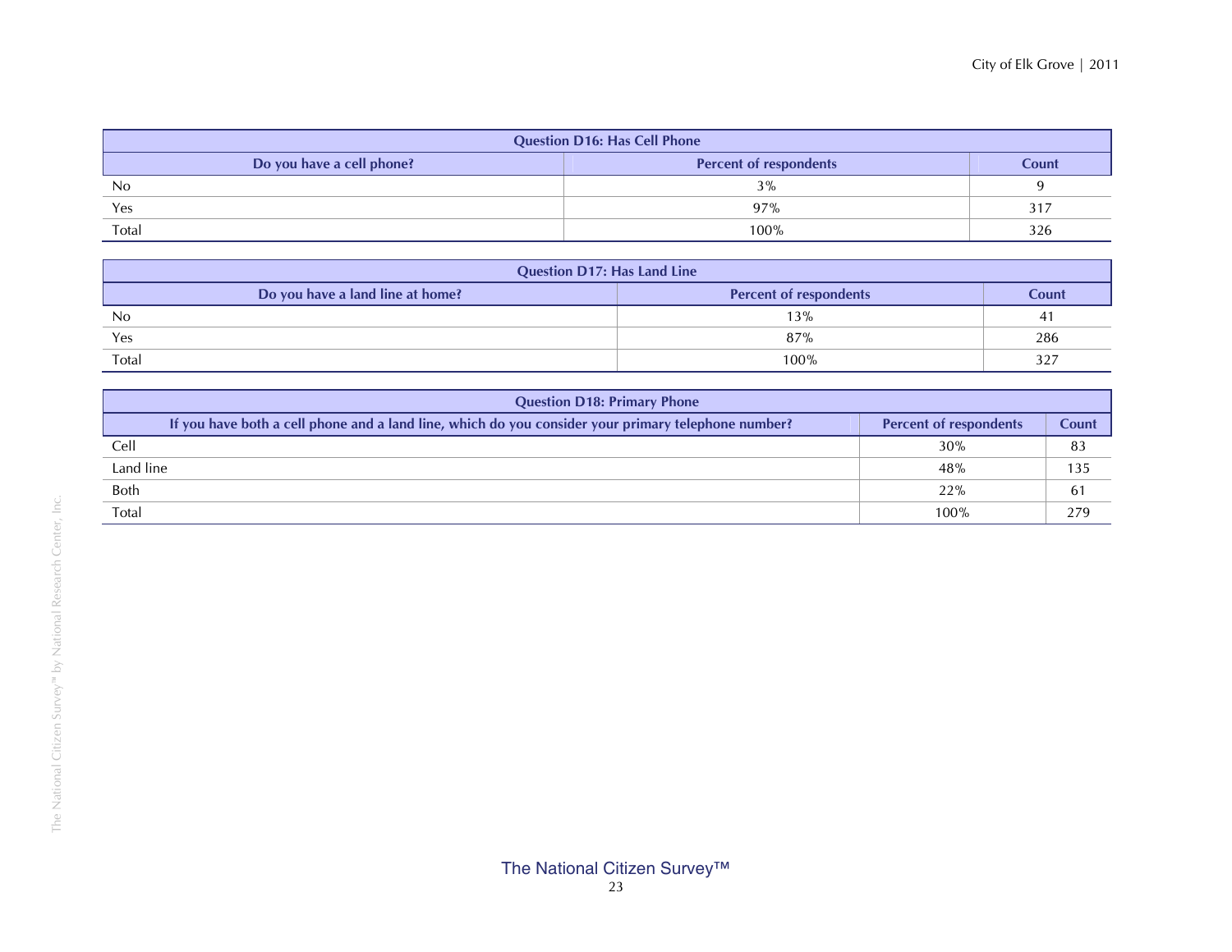| Question D16: Has Cell Phone | | |
|---|---|---|
| Do you have a cell phone? | Percent of respondents | Count |
| No | 3% | 9 |
| Yes | 97% | 317 |
| Total | 100% | 326 |

| Question D17: Has Land Line | | |
|---|---|---|
| Do you have a land line at home? | Percent of respondents | Count |
| No | 13% | 41 |
| Yes | 87% | 286 |
| Total | 100% | 327 |

| Question D18: Primary Phone | | |
|---|---|---|
| If you have both a cell phone and a land line, which do you consider your primary telephone number? | Percent of respondents | Count |
| Cell | 30% | 83 |
| Land line | 48% | 135 |
| Both | 22% | 61 |
| Total | 100% | 279 |